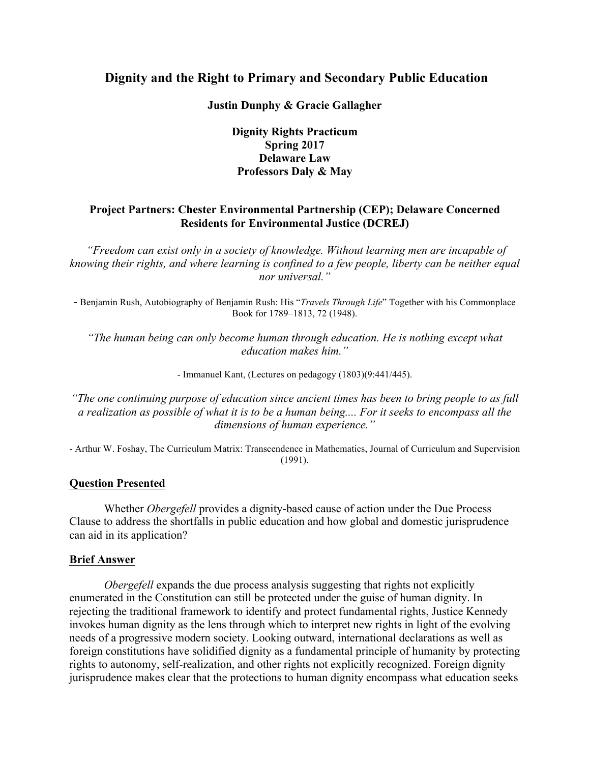# Dignity and the Right to Primary and Secondary Public Education

**Justin Dunphy & Gracie Gallagher**

**Dignity Rights Practicum**
**Spring 2017**
**Delaware Law**
**Professors Daly & May**

**Project Partners: Chester Environmental Partnership (CEP); Delaware Concerned Residents for Environmental Justice (DCREJ)**

*"Freedom can exist only in a society of knowledge. Without learning men are incapable of knowing their rights, and where learning is confined to a few people, liberty can be neither equal nor universal."*

- Benjamin Rush, Autobiography of Benjamin Rush: His "*Travels Through Life*" Together with his Commonplace Book for 1789–1813, 72 (1948).

*"The human being can only become human through education. He is nothing except what education makes him."*

- Immanuel Kant, (Lectures on pedagogy (1803)(9:441/445).

*"The one continuing purpose of education since ancient times has been to bring people to as full a realization as possible of what it is to be a human being.... For it seeks to encompass all the dimensions of human experience."*

- Arthur W. Foshay, The Curriculum Matrix: Transcendence in Mathematics, Journal of Curriculum and Supervision (1991).

## Question Presented

Whether *Obergefell* provides a dignity-based cause of action under the Due Process Clause to address the shortfalls in public education and how global and domestic jurisprudence can aid in its application?

## Brief Answer

*Obergefell* expands the due process analysis suggesting that rights not explicitly enumerated in the Constitution can still be protected under the guise of human dignity. In rejecting the traditional framework to identify and protect fundamental rights, Justice Kennedy invokes human dignity as the lens through which to interpret new rights in light of the evolving needs of a progressive modern society. Looking outward, international declarations as well as foreign constitutions have solidified dignity as a fundamental principle of humanity by protecting rights to autonomy, self-realization, and other rights not explicitly recognized. Foreign dignity jurisprudence makes clear that the protections to human dignity encompass what education seeks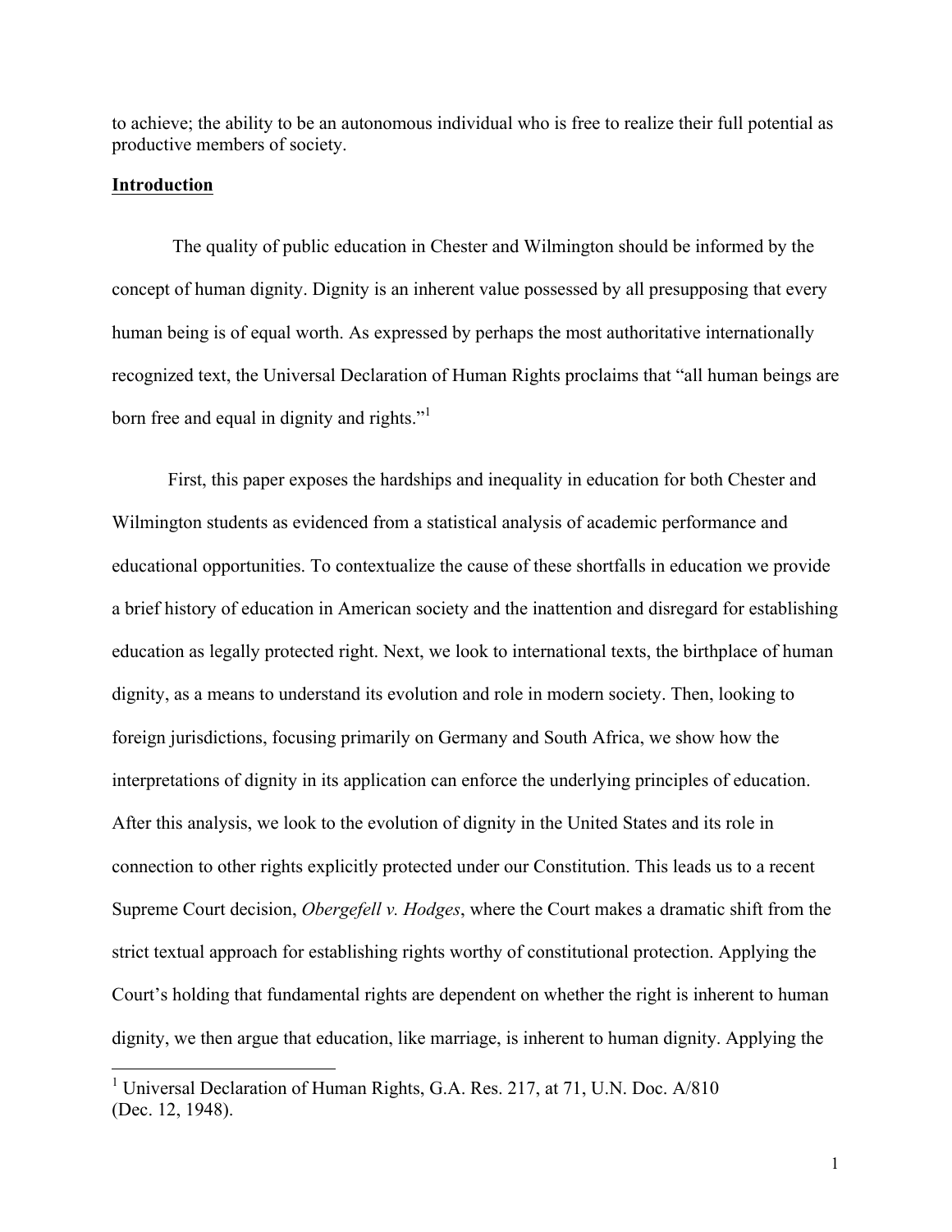to achieve; the ability to be an autonomous individual who is free to realize their full potential as productive members of society.

**Introduction**

The quality of public education in Chester and Wilmington should be informed by the concept of human dignity. Dignity is an inherent value possessed by all presupposing that every human being is of equal worth. As expressed by perhaps the most authoritative internationally recognized text, the Universal Declaration of Human Rights proclaims that "all human beings are born free and equal in dignity and rights."[1]

First, this paper exposes the hardships and inequality in education for both Chester and Wilmington students as evidenced from a statistical analysis of academic performance and educational opportunities. To contextualize the cause of these shortfalls in education we provide a brief history of education in American society and the inattention and disregard for establishing education as legally protected right. Next, we look to international texts, the birthplace of human dignity, as a means to understand its evolution and role in modern society. Then, looking to foreign jurisdictions, focusing primarily on Germany and South Africa, we show how the interpretations of dignity in its application can enforce the underlying principles of education. After this analysis, we look to the evolution of dignity in the United States and its role in connection to other rights explicitly protected under our Constitution. This leads us to a recent Supreme Court decision, *Obergefell v. Hodges*, where the Court makes a dramatic shift from the strict textual approach for establishing rights worthy of constitutional protection. Applying the Court's holding that fundamental rights are dependent on whether the right is inherent to human dignity, we then argue that education, like marriage, is inherent to human dignity. Applying the

[1] Universal Declaration of Human Rights, G.A. Res. 217, at 71, U.N. Doc. A/810 (Dec. 12, 1948).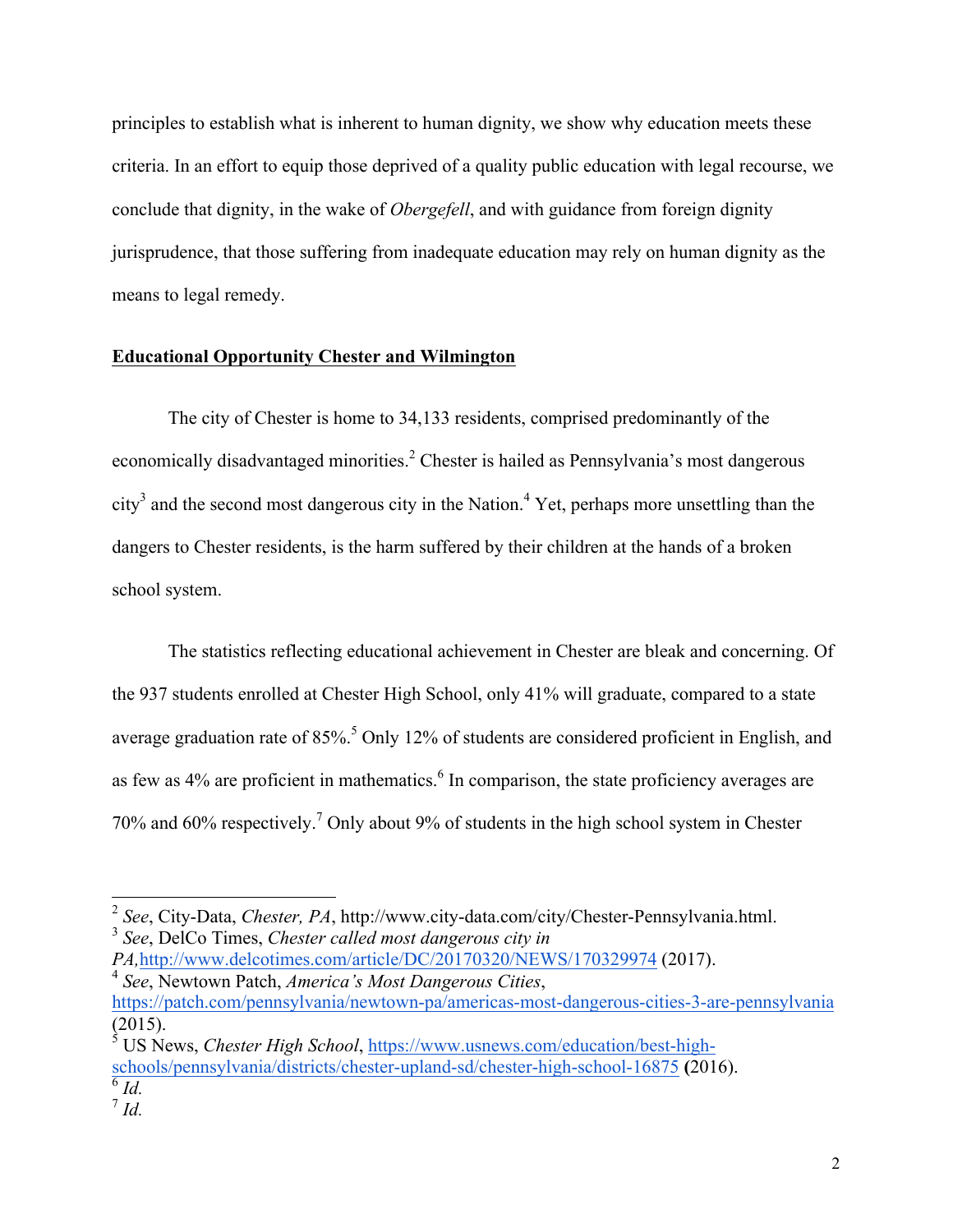principles to establish what is inherent to human dignity, we show why education meets these criteria. In an effort to equip those deprived of a quality public education with legal recourse, we conclude that dignity, in the wake of *Obergefell*, and with guidance from foreign dignity jurisprudence, that those suffering from inadequate education may rely on human dignity as the means to legal remedy.

**Educational Opportunity Chester and Wilmington**

The city of Chester is home to 34,133 residents, comprised predominantly of the economically disadvantaged minorities.[2] Chester is hailed as Pennsylvania's most dangerous city[3] and the second most dangerous city in the Nation.[4] Yet, perhaps more unsettling than the dangers to Chester residents, is the harm suffered by their children at the hands of a broken school system.

The statistics reflecting educational achievement in Chester are bleak and concerning. Of the 937 students enrolled at Chester High School, only 41% will graduate, compared to a state average graduation rate of 85%.[5] Only 12% of students are considered proficient in English, and as few as 4% are proficient in mathematics.[6] In comparison, the state proficiency averages are 70% and 60% respectively.[7] Only about 9% of students in the high school system in Chester

---

[2] *See*, City-Data, *Chester, PA*, http://www.city-data.com/city/Chester-Pennsylvania.html.

[3] *See*, DelCo Times, *Chester called most dangerous city in PA*, http://www.delcotimes.com/article/DC/20170320/NEWS/170329974 (2017).

[4] *See*, Newtown Patch, *America's Most Dangerous Cities*, https://patch.com/pennsylvania/newtown-pa/americas-most-dangerous-cities-3-are-pennsylvania (2015).

[5] US News, *Chester High School*, https://www.usnews.com/education/best-high-schools/pennsylvania/districts/chester-upland-sd/chester-high-school-16875 (2016).

[6] *Id.*

[7] *Id.*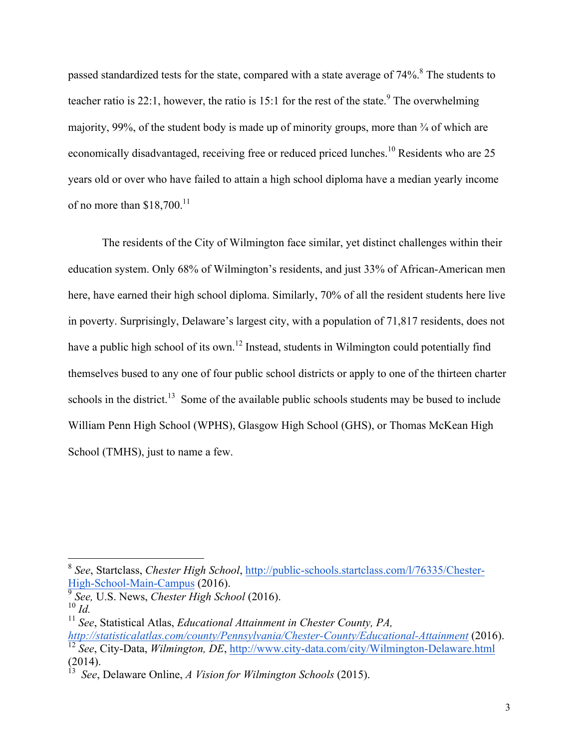passed standardized tests for the state, compared with a state average of 74%.[8] The students to teacher ratio is 22:1, however, the ratio is 15:1 for the rest of the state.[9] The overwhelming majority, 99%, of the student body is made up of minority groups, more than ¾ of which are economically disadvantaged, receiving free or reduced priced lunches.[10] Residents who are 25 years old or over who have failed to attain a high school diploma have a median yearly income of no more than $18,700.[11]

The residents of the City of Wilmington face similar, yet distinct challenges within their education system. Only 68% of Wilmington's residents, and just 33% of African-American men here, have earned their high school diploma. Similarly, 70% of all the resident students here live in poverty. Surprisingly, Delaware's largest city, with a population of 71,817 residents, does not have a public high school of its own.[12] Instead, students in Wilmington could potentially find themselves bused to any one of four public school districts or apply to one of the thirteen charter schools in the district.[13] Some of the available public schools students may be bused to include William Penn High School (WPHS), Glasgow High School (GHS), or Thomas McKean High School (TMHS), just to name a few.

---

[8] *See*, Startclass, *Chester High School*, http://public-schools.startclass.com/l/76335/Chester-High-School-Main-Campus (2016).

[9] *See,* U.S. News, *Chester High School* (2016).

[10] *Id.*

[11] *See*, Statistical Atlas, *Educational Attainment in Chester County, PA*, *http://statisticalatlas.com/county/Pennsylvania/Chester-County/Educational-Attainment* (2016).

[12] *See*, City-Data, *Wilmington, DE*, http://www.city-data.com/city/Wilmington-Delaware.html (2014).

[13] *See*, Delaware Online, *A Vision for Wilmington Schools* (2015).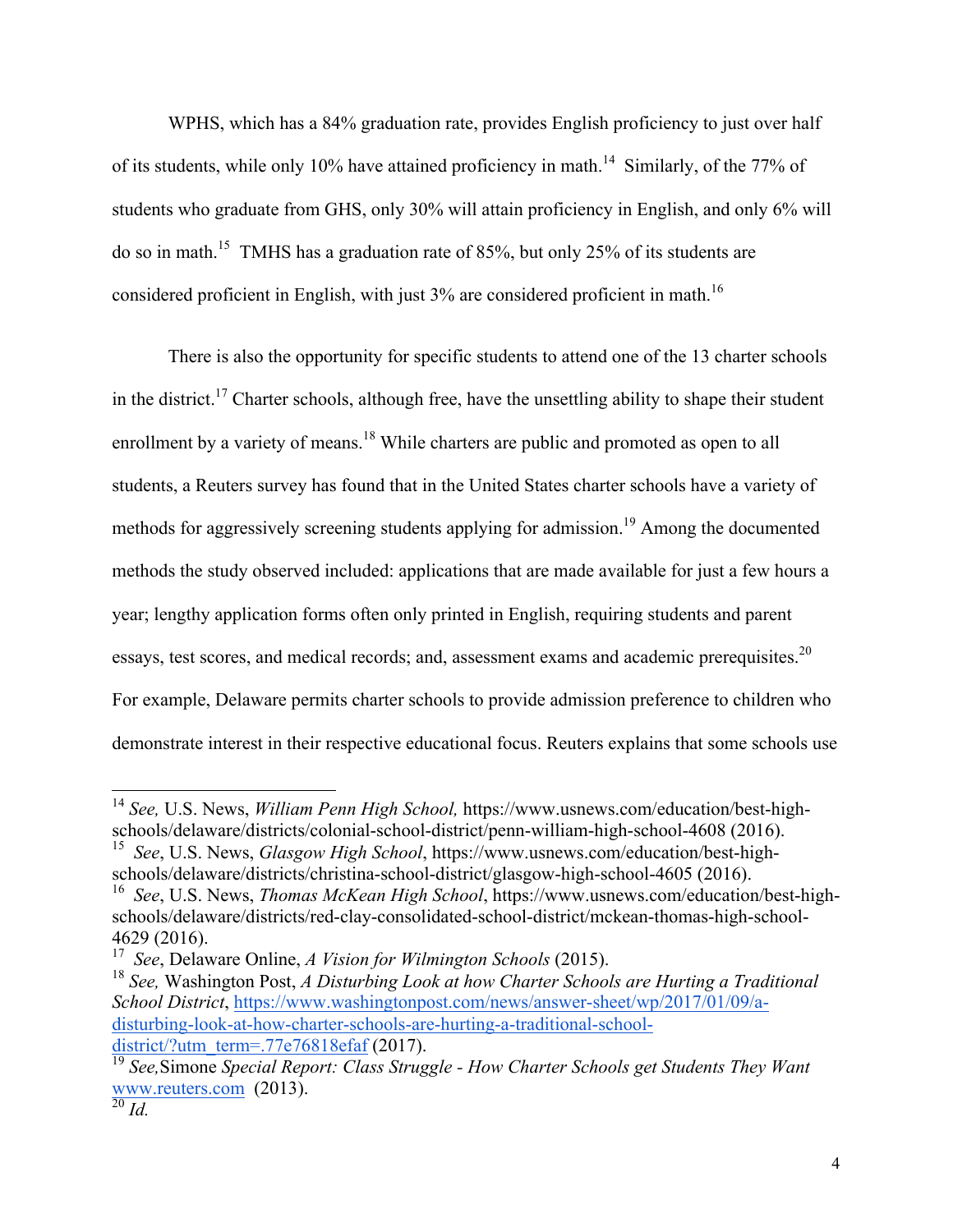WPHS, which has a 84% graduation rate, provides English proficiency to just over half of its students, while only 10% have attained proficiency in math.[14] Similarly, of the 77% of students who graduate from GHS, only 30% will attain proficiency in English, and only 6% will do so in math.[15] TMHS has a graduation rate of 85%, but only 25% of its students are considered proficient in English, with just 3% are considered proficient in math.[16]

There is also the opportunity for specific students to attend one of the 13 charter schools in the district.[17] Charter schools, although free, have the unsettling ability to shape their student enrollment by a variety of means.[18] While charters are public and promoted as open to all students, a Reuters survey has found that in the United States charter schools have a variety of methods for aggressively screening students applying for admission.[19] Among the documented methods the study observed included: applications that are made available for just a few hours a year; lengthy application forms often only printed in English, requiring students and parent essays, test scores, and medical records; and, assessment exams and academic prerequisites.[20] For example, Delaware permits charter schools to provide admission preference to children who demonstrate interest in their respective educational focus. Reuters explains that some schools use

---

[14] *See,* U.S. News, *William Penn High School,* https://www.usnews.com/education/best-high-schools/delaware/districts/colonial-school-district/penn-william-high-school-4608 (2016).

[15] *See*, U.S. News, *Glasgow High School*, https://www.usnews.com/education/best-high-schools/delaware/districts/christina-school-district/glasgow-high-school-4605 (2016).

[16] *See*, U.S. News, *Thomas McKean High School*, https://www.usnews.com/education/best-high-schools/delaware/districts/red-clay-consolidated-school-district/mckean-thomas-high-school-4629 (2016).

[17] *See*, Delaware Online, *A Vision for Wilmington Schools* (2015).

[18] *See,* Washington Post, *A Disturbing Look at how Charter Schools are Hurting a Traditional School District*, https://www.washingtonpost.com/news/answer-sheet/wp/2017/01/09/a-disturbing-look-at-how-charter-schools-are-hurting-a-traditional-school-district/?utm_term=.77e76818efaf (2017).

[19] *See,*Simone *Special Report: Class Struggle - How Charter Schools get Students They Want* www.reuters.com (2013).

[20] *Id.*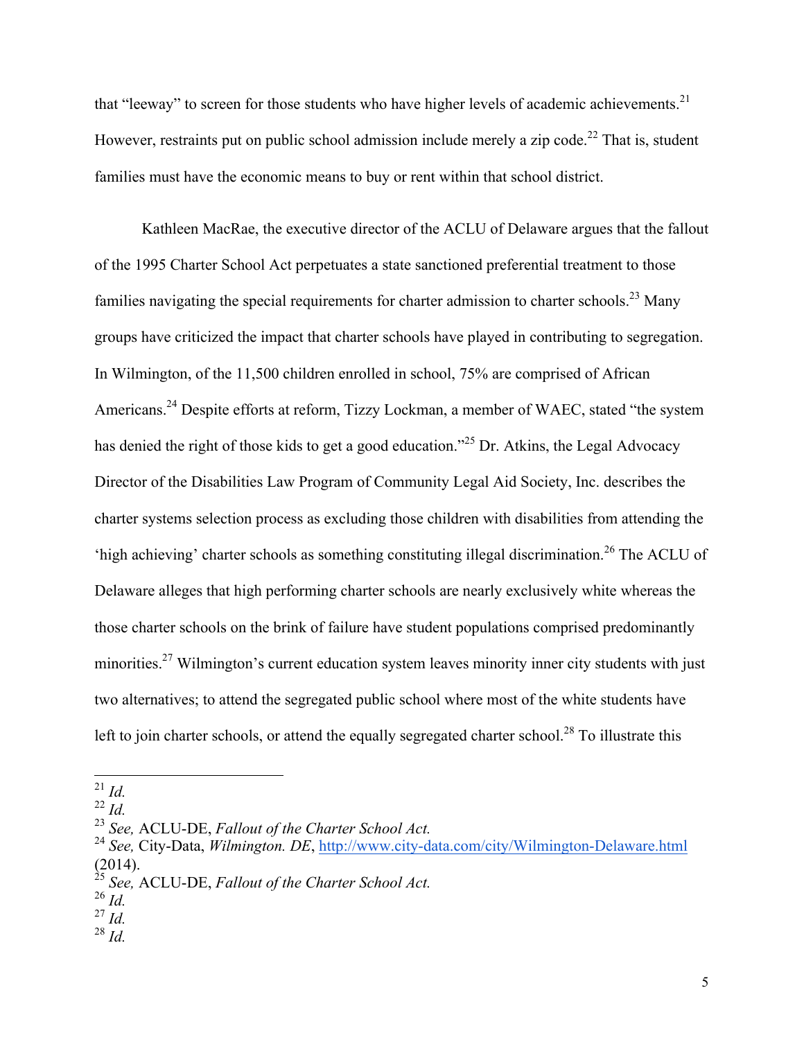that "leeway" to screen for those students who have higher levels of academic achievements.[21] However, restraints put on public school admission include merely a zip code.[22] That is, student families must have the economic means to buy or rent within that school district.

Kathleen MacRae, the executive director of the ACLU of Delaware argues that the fallout of the 1995 Charter School Act perpetuates a state sanctioned preferential treatment to those families navigating the special requirements for charter admission to charter schools.[23] Many groups have criticized the impact that charter schools have played in contributing to segregation. In Wilmington, of the 11,500 children enrolled in school, 75% are comprised of African Americans.[24] Despite efforts at reform, Tizzy Lockman, a member of WAEC, stated "the system has denied the right of those kids to get a good education."[25] Dr. Atkins, the Legal Advocacy Director of the Disabilities Law Program of Community Legal Aid Society, Inc. describes the charter systems selection process as excluding those children with disabilities from attending the 'high achieving' charter schools as something constituting illegal discrimination.[26] The ACLU of Delaware alleges that high performing charter schools are nearly exclusively white whereas the those charter schools on the brink of failure have student populations comprised predominantly minorities.[27] Wilmington's current education system leaves minority inner city students with just two alternatives; to attend the segregated public school where most of the white students have left to join charter schools, or attend the equally segregated charter school.[28] To illustrate this

---

[21] *Id.*
[22] *Id.*
[23] *See,* ACLU-DE, *Fallout of the Charter School Act.*
[24] *See,* City-Data, *Wilmington. DE*, http://www.city-data.com/city/Wilmington-Delaware.html (2014).
[25] *See,* ACLU-DE, *Fallout of the Charter School Act.*
[26] *Id.*
[27] *Id.*
[28] *Id.*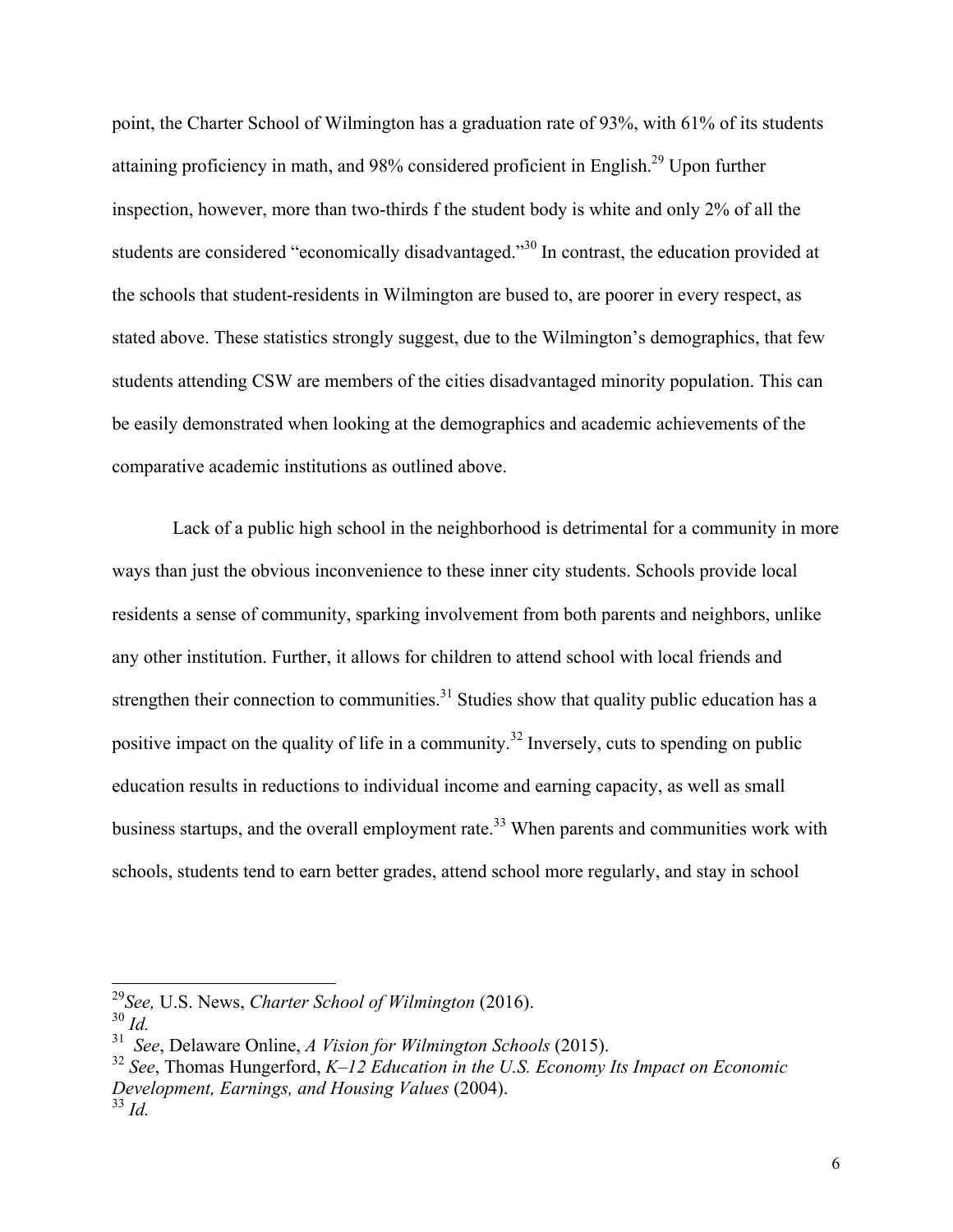point, the Charter School of Wilmington has a graduation rate of 93%, with 61% of its students attaining proficiency in math, and 98% considered proficient in English.[29] Upon further inspection, however, more than two-thirds f the student body is white and only 2% of all the students are considered "economically disadvantaged."[30] In contrast, the education provided at the schools that student-residents in Wilmington are bused to, are poorer in every respect, as stated above. These statistics strongly suggest, due to the Wilmington's demographics, that few students attending CSW are members of the cities disadvantaged minority population. This can be easily demonstrated when looking at the demographics and academic achievements of the comparative academic institutions as outlined above.

Lack of a public high school in the neighborhood is detrimental for a community in more ways than just the obvious inconvenience to these inner city students. Schools provide local residents a sense of community, sparking involvement from both parents and neighbors, unlike any other institution. Further, it allows for children to attend school with local friends and strengthen their connection to communities.[31] Studies show that quality public education has a positive impact on the quality of life in a community.[32] Inversely, cuts to spending on public education results in reductions to individual income and earning capacity, as well as small business startups, and the overall employment rate.[33] When parents and communities work with schools, students tend to earn better grades, attend school more regularly, and stay in school

---

[29] *See,* U.S. News, *Charter School of Wilmington* (2016).

[30] *Id.*

[31] *See*, Delaware Online, *A Vision for Wilmington Schools* (2015).

[32] *See*, Thomas Hungerford, *K–12 Education in the U.S. Economy Its Impact on Economic Development, Earnings, and Housing Values* (2004).

[33] *Id.*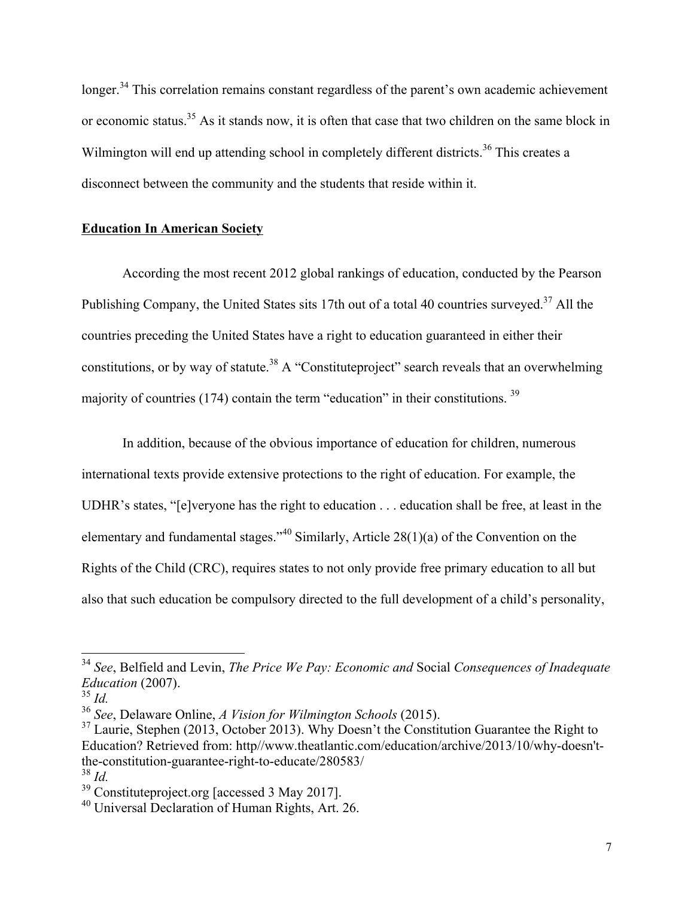longer.[34] This correlation remains constant regardless of the parent's own academic achievement or economic status.[35] As it stands now, it is often that case that two children on the same block in Wilmington will end up attending school in completely different districts.[36] This creates a disconnect between the community and the students that reside within it.

## **Education In American Society**

According the most recent 2012 global rankings of education, conducted by the Pearson Publishing Company, the United States sits 17th out of a total 40 countries surveyed.[37] All the countries preceding the United States have a right to education guaranteed in either their constitutions, or by way of statute.[38] A "Constituteproject" search reveals that an overwhelming majority of countries (174) contain the term "education" in their constitutions.[39]

In addition, because of the obvious importance of education for children, numerous international texts provide extensive protections to the right of education. For example, the UDHR's states, "[e]veryone has the right to education . . . education shall be free, at least in the elementary and fundamental stages."[40] Similarly, Article 28(1)(a) of the Convention on the Rights of the Child (CRC), requires states to not only provide free primary education to all but also that such education be compulsory directed to the full development of a child's personality,

---

[34] *See*, Belfield and Levin, *The Price We Pay: Economic and* Social *Consequences of Inadequate Education* (2007).

[35] *Id.*

[36] *See*, Delaware Online, *A Vision for Wilmington Schools* (2015).

[37] Laurie, Stephen (2013, October 2013). Why Doesn't the Constitution Guarantee the Right to Education? Retrieved from: http//www.theatlantic.com/education/archive/2013/10/why-doesn't-the-constitution-guarantee-right-to-educate/280583/

[38] *Id.*

[39] Constituteproject.org [accessed 3 May 2017].

[40] Universal Declaration of Human Rights, Art. 26.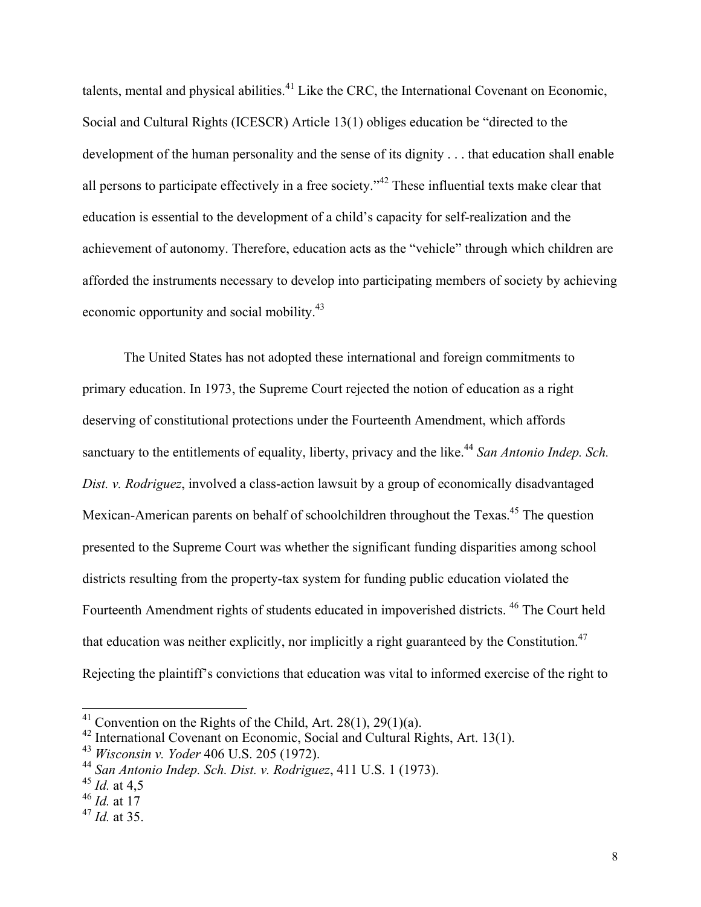talents, mental and physical abilities.[41] Like the CRC, the International Covenant on Economic, Social and Cultural Rights (ICESCR) Article 13(1) obliges education be "directed to the development of the human personality and the sense of its dignity . . . that education shall enable all persons to participate effectively in a free society."[42] These influential texts make clear that education is essential to the development of a child's capacity for self-realization and the achievement of autonomy. Therefore, education acts as the "vehicle" through which children are afforded the instruments necessary to develop into participating members of society by achieving economic opportunity and social mobility.[43]

The United States has not adopted these international and foreign commitments to primary education. In 1973, the Supreme Court rejected the notion of education as a right deserving of constitutional protections under the Fourteenth Amendment, which affords sanctuary to the entitlements of equality, liberty, privacy and the like.[44] *San Antonio Indep. Sch. Dist. v. Rodriguez*, involved a class-action lawsuit by a group of economically disadvantaged Mexican-American parents on behalf of schoolchildren throughout the Texas.[45] The question presented to the Supreme Court was whether the significant funding disparities among school districts resulting from the property-tax system for funding public education violated the Fourteenth Amendment rights of students educated in impoverished districts. [46] The Court held that education was neither explicitly, nor implicitly a right guaranteed by the Constitution.[47] Rejecting the plaintiff's convictions that education was vital to informed exercise of the right to

---

[41] Convention on the Rights of the Child, Art. 28(1), 29(1)(a).

[42] International Covenant on Economic, Social and Cultural Rights, Art. 13(1).

[43] *Wisconsin v. Yoder* 406 U.S. 205 (1972).

[44] *San Antonio Indep. Sch. Dist. v. Rodriguez*, 411 U.S. 1 (1973).

[45] *Id.* at 4,5

[46] *Id.* at 17

[47] *Id.* at 35.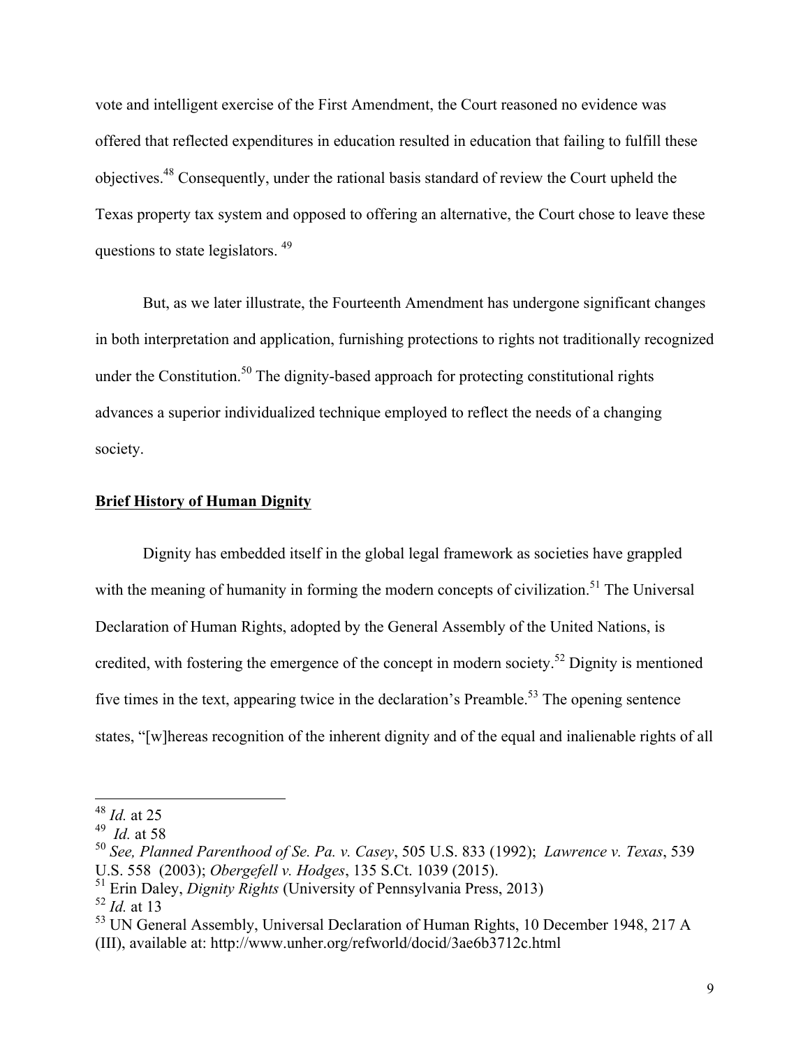vote and intelligent exercise of the First Amendment, the Court reasoned no evidence was offered that reflected expenditures in education resulted in education that failing to fulfill these objectives.[48] Consequently, under the rational basis standard of review the Court upheld the Texas property tax system and opposed to offering an alternative, the Court chose to leave these questions to state legislators. [49]

But, as we later illustrate, the Fourteenth Amendment has undergone significant changes in both interpretation and application, furnishing protections to rights not traditionally recognized under the Constitution.[50] The dignity-based approach for protecting constitutional rights advances a superior individualized technique employed to reflect the needs of a changing society.

**Brief History of Human Dignity**

Dignity has embedded itself in the global legal framework as societies have grappled with the meaning of humanity in forming the modern concepts of civilization.[51] The Universal Declaration of Human Rights, adopted by the General Assembly of the United Nations, is credited, with fostering the emergence of the concept in modern society.[52] Dignity is mentioned five times in the text, appearing twice in the declaration's Preamble.[53] The opening sentence states, "[w]hereas recognition of the inherent dignity and of the equal and inalienable rights of all

---

[48] *Id.* at 25

[49] *Id.* at 58

[50] *See, Planned Parenthood of Se. Pa. v. Casey*, 505 U.S. 833 (1992); *Lawrence v. Texas*, 539 U.S. 558 (2003); *Obergefell v. Hodges*, 135 S.Ct. 1039 (2015).

[51] Erin Daley, *Dignity Rights* (University of Pennsylvania Press, 2013)

[52] *Id.* at 13

[53] UN General Assembly, Universal Declaration of Human Rights, 10 December 1948, 217 A (III), available at: http://www.unher.org/refworld/docid/3ae6b3712c.html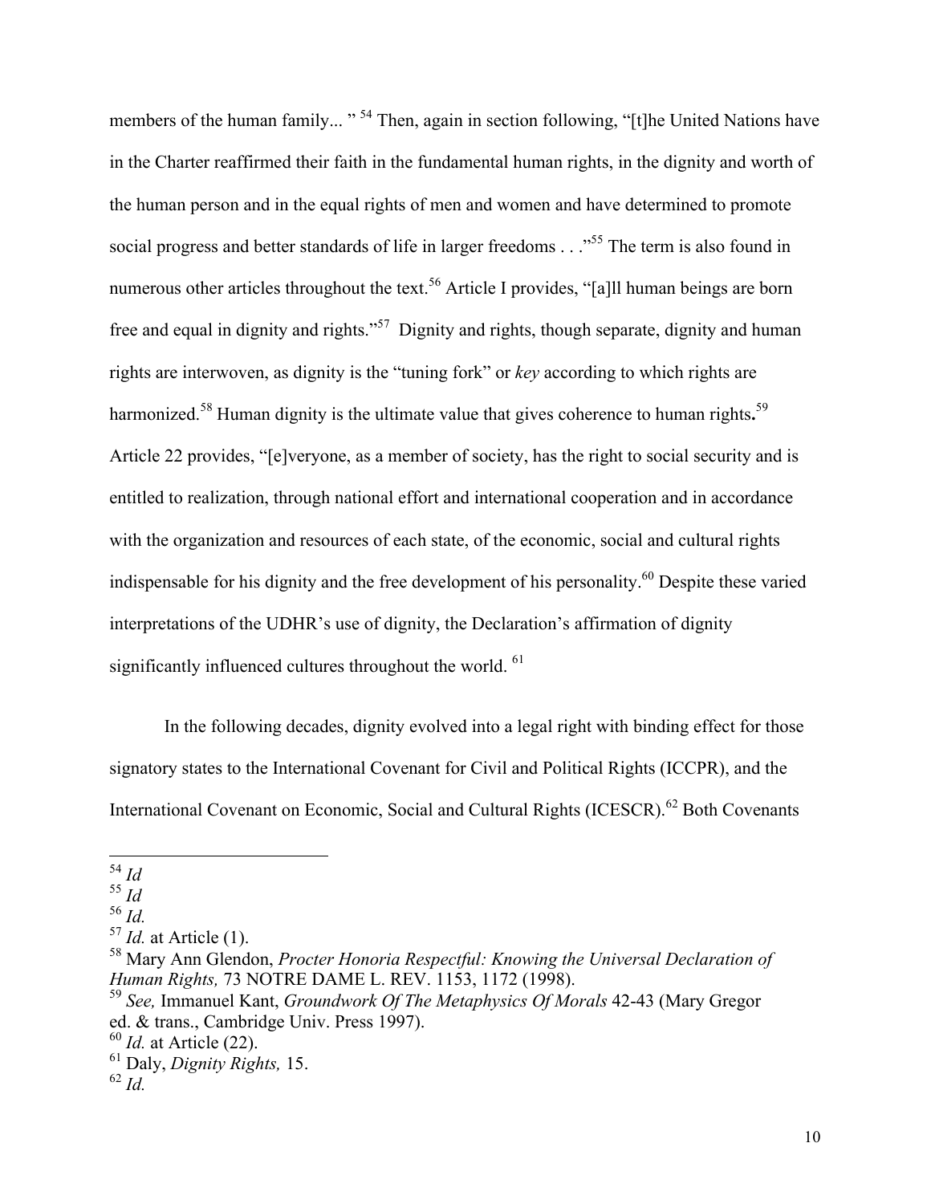members of the human family... " [54] Then, again in section following, "[t]he United Nations have in the Charter reaffirmed their faith in the fundamental human rights, in the dignity and worth of the human person and in the equal rights of men and women and have determined to promote social progress and better standards of life in larger freedoms . . ."[55] The term is also found in numerous other articles throughout the text.[56] Article I provides, "[a]ll human beings are born free and equal in dignity and rights."[57] Dignity and rights, though separate, dignity and human rights are interwoven, as dignity is the "tuning fork" or *key* according to which rights are harmonized.[58] Human dignity is the ultimate value that gives coherence to human rights**.**[59] Article 22 provides, "[e]veryone, as a member of society, has the right to social security and is entitled to realization, through national effort and international cooperation and in accordance with the organization and resources of each state, of the economic, social and cultural rights indispensable for his dignity and the free development of his personality.[60] Despite these varied interpretations of the UDHR's use of dignity, the Declaration's affirmation of dignity significantly influenced cultures throughout the world. [61]

In the following decades, dignity evolved into a legal right with binding effect for those signatory states to the International Covenant for Civil and Political Rights (ICCPR), and the International Covenant on Economic, Social and Cultural Rights (ICESCR).[62] Both Covenants

---

[54] *Id*
[55] *Id*
[56] *Id.*
[57] *Id.* at Article (1).
[58] Mary Ann Glendon, *Procter Honoria Respectful: Knowing the Universal Declaration of Human Rights,* 73 NOTRE DAME L. REV. 1153, 1172 (1998).
[59] *See,* Immanuel Kant, *Groundwork Of The Metaphysics Of Morals* 42-43 (Mary Gregor ed. & trans., Cambridge Univ. Press 1997).
[60] *Id.* at Article (22).
[61] Daly, *Dignity Rights,* 15.
[62] *Id.*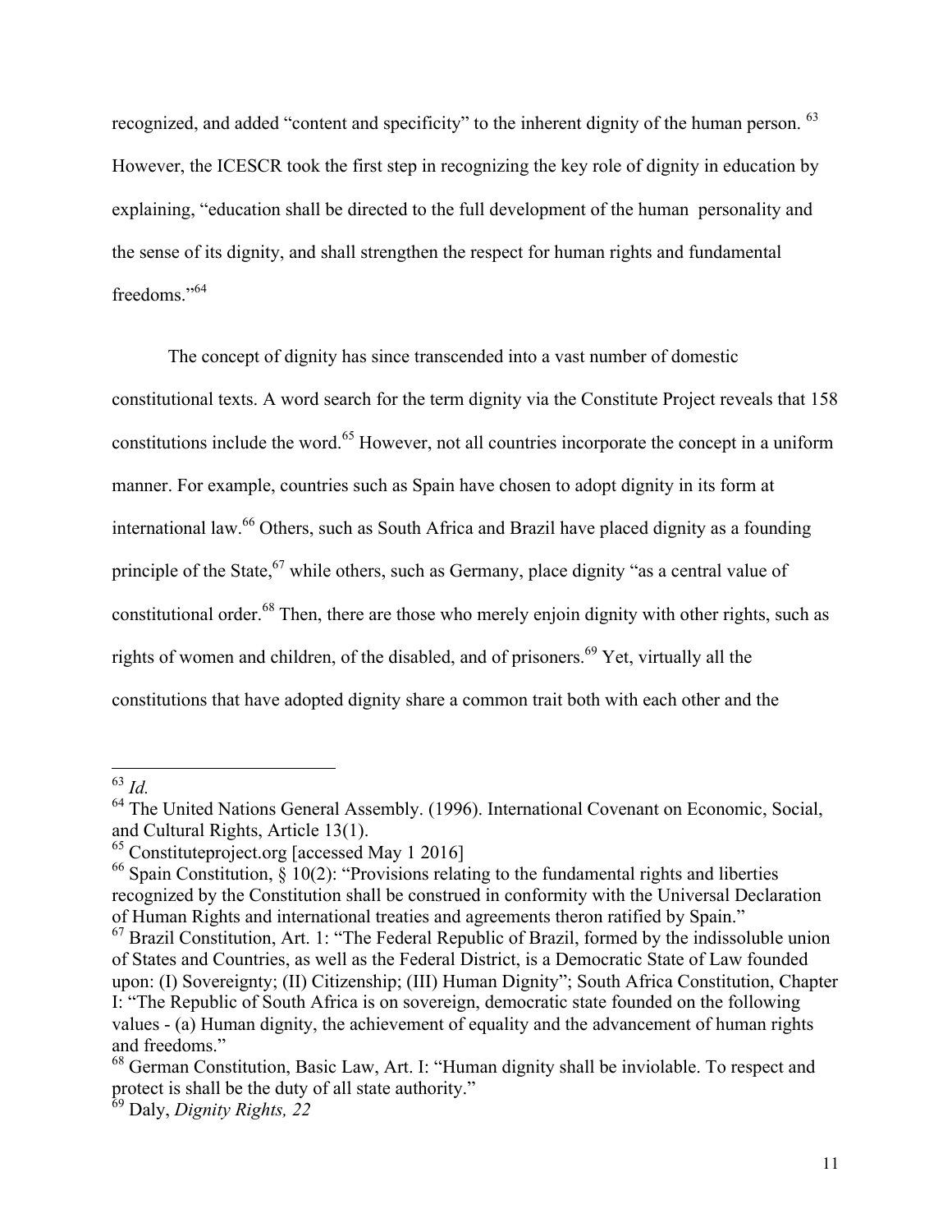recognized, and added "content and specificity" to the inherent dignity of the human person. [63] However, the ICESCR took the first step in recognizing the key role of dignity in education by explaining, "education shall be directed to the full development of the human personality and the sense of its dignity, and shall strengthen the respect for human rights and fundamental freedoms."[64]

The concept of dignity has since transcended into a vast number of domestic constitutional texts. A word search for the term dignity via the Constitute Project reveals that 158 constitutions include the word.[65] However, not all countries incorporate the concept in a uniform manner. For example, countries such as Spain have chosen to adopt dignity in its form at international law.[66] Others, such as South Africa and Brazil have placed dignity as a founding principle of the State,[67] while others, such as Germany, place dignity "as a central value of constitutional order.[68] Then, there are those who merely enjoin dignity with other rights, such as rights of women and children, of the disabled, and of prisoners.[69] Yet, virtually all the constitutions that have adopted dignity share a common trait both with each other and the

---

[63] *Id.*

[64] The United Nations General Assembly. (1996). International Covenant on Economic, Social, and Cultural Rights, Article 13(1).

[65] Constituteproject.org [accessed May 1 2016]

[66] Spain Constitution, § 10(2): "Provisions relating to the fundamental rights and liberties recognized by the Constitution shall be construed in conformity with the Universal Declaration of Human Rights and international treaties and agreements theron ratified by Spain."

[67] Brazil Constitution, Art. 1: "The Federal Republic of Brazil, formed by the indissoluble union of States and Countries, as well as the Federal District, is a Democratic State of Law founded upon: (I) Sovereignty; (II) Citizenship; (III) Human Dignity"; South Africa Constitution, Chapter I: "The Republic of South Africa is on sovereign, democratic state founded on the following values - (a) Human dignity, the achievement of equality and the advancement of human rights and freedoms."

[68] German Constitution, Basic Law, Art. I: "Human dignity shall be inviolable. To respect and protect is shall be the duty of all state authority."

[69] Daly, *Dignity Rights, 22*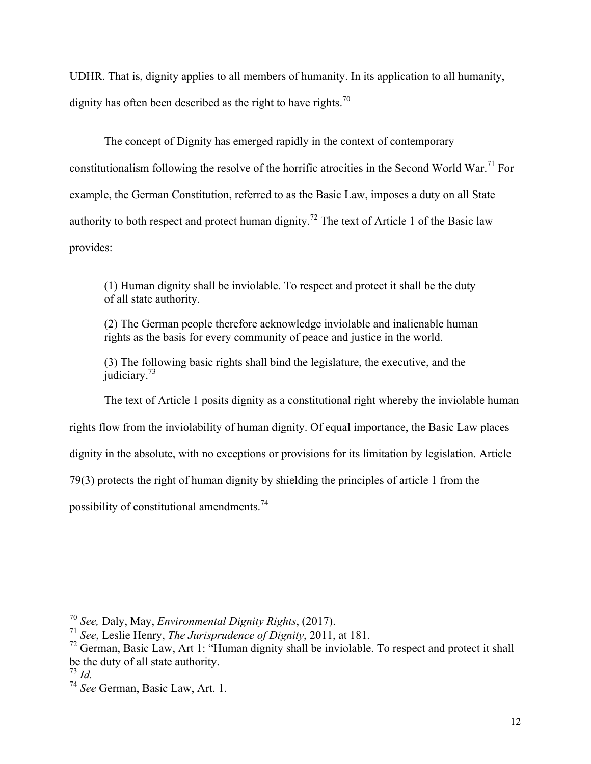UDHR. That is, dignity applies to all members of humanity. In its application to all humanity, dignity has often been described as the right to have rights.[70]

The concept of Dignity has emerged rapidly in the context of contemporary constitutionalism following the resolve of the horrific atrocities in the Second World War.[71] For example, the German Constitution, referred to as the Basic Law, imposes a duty on all State authority to both respect and protect human dignity.[72] The text of Article 1 of the Basic law provides:

> (1) Human dignity shall be inviolable. To respect and protect it shall be the duty of all state authority.
>
> (2) The German people therefore acknowledge inviolable and inalienable human rights as the basis for every community of peace and justice in the world.
>
> (3) The following basic rights shall bind the legislature, the executive, and the judiciary.[73]

The text of Article 1 posits dignity as a constitutional right whereby the inviolable human rights flow from the inviolability of human dignity. Of equal importance, the Basic Law places dignity in the absolute, with no exceptions or provisions for its limitation by legislation. Article 79(3) protects the right of human dignity by shielding the principles of article 1 from the possibility of constitutional amendments.[74]

---

[70] *See,* Daly, May, *Environmental Dignity Rights*, (2017).

[71] *See*, Leslie Henry, *The Jurisprudence of Dignity*, 2011, at 181.

[72] German, Basic Law, Art 1: "Human dignity shall be inviolable. To respect and protect it shall be the duty of all state authority.

[73] *Id.*

[74] *See* German, Basic Law, Art. 1.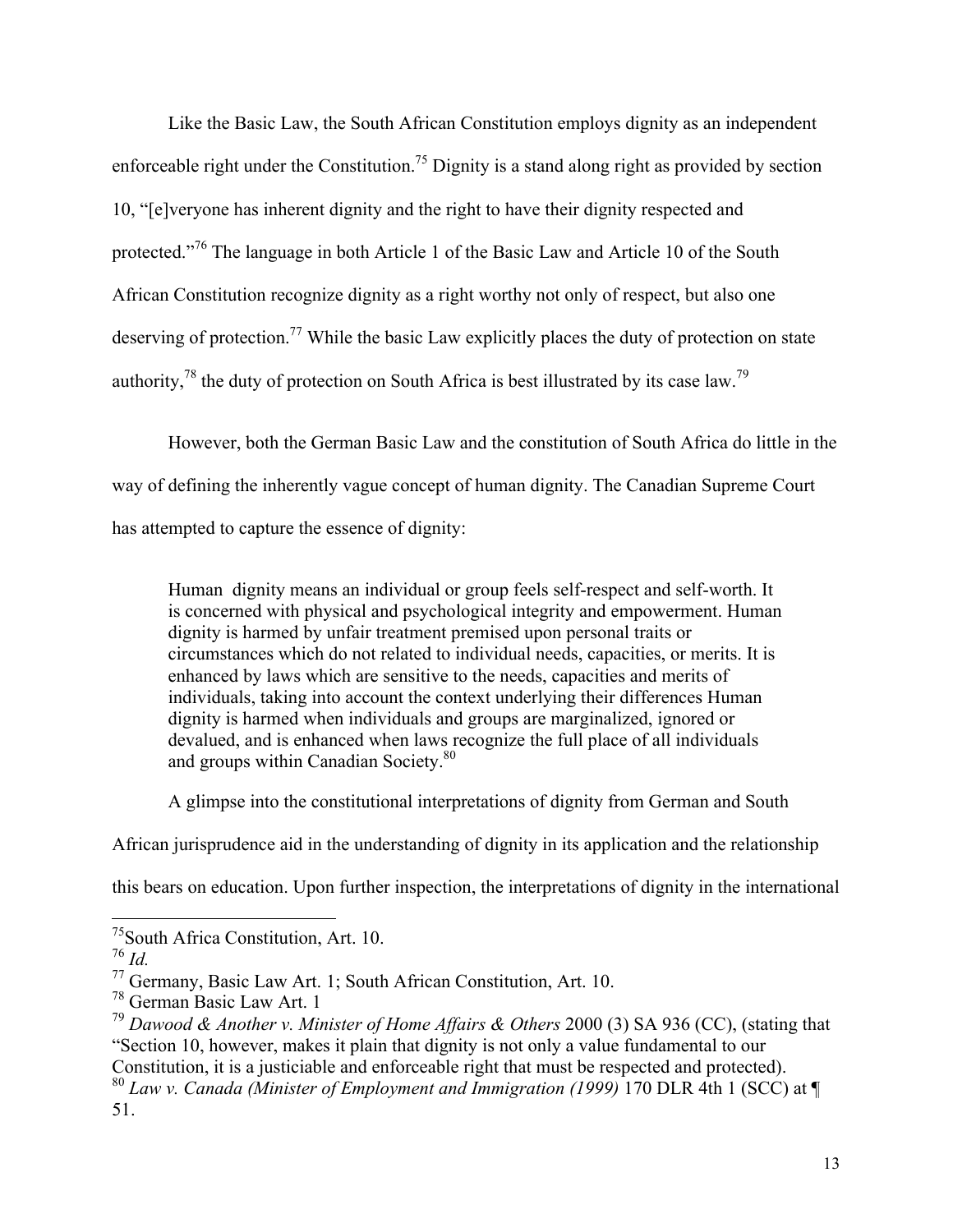Like the Basic Law, the South African Constitution employs dignity as an independent enforceable right under the Constitution.[75] Dignity is a stand along right as provided by section 10, "[e]veryone has inherent dignity and the right to have their dignity respected and protected."[76] The language in both Article 1 of the Basic Law and Article 10 of the South African Constitution recognize dignity as a right worthy not only of respect, but also one deserving of protection.[77] While the basic Law explicitly places the duty of protection on state authority,[78] the duty of protection on South Africa is best illustrated by its case law.[79]

However, both the German Basic Law and the constitution of South Africa do little in the way of defining the inherently vague concept of human dignity. The Canadian Supreme Court has attempted to capture the essence of dignity:

> Human dignity means an individual or group feels self-respect and self-worth. It is concerned with physical and psychological integrity and empowerment. Human dignity is harmed by unfair treatment premised upon personal traits or circumstances which do not related to individual needs, capacities, or merits. It is enhanced by laws which are sensitive to the needs, capacities and merits of individuals, taking into account the context underlying their differences Human dignity is harmed when individuals and groups are marginalized, ignored or devalued, and is enhanced when laws recognize the full place of all individuals and groups within Canadian Society.[80]

A glimpse into the constitutional interpretations of dignity from German and South African jurisprudence aid in the understanding of dignity in its application and the relationship this bears on education. Upon further inspection, the interpretations of dignity in the international

---

[75] South Africa Constitution, Art. 10.

[76] *Id.*

[77] Germany, Basic Law Art. 1; South African Constitution, Art. 10.

[78] German Basic Law Art. 1

[79] *Dawood & Another v. Minister of Home Affairs & Others* 2000 (3) SA 936 (CC), (stating that "Section 10, however, makes it plain that dignity is not only a value fundamental to our Constitution, it is a justiciable and enforceable right that must be respected and protected).

[80] *Law v. Canada (Minister of Employment and Immigration (1999)* 170 DLR 4th 1 (SCC) at ¶ 51.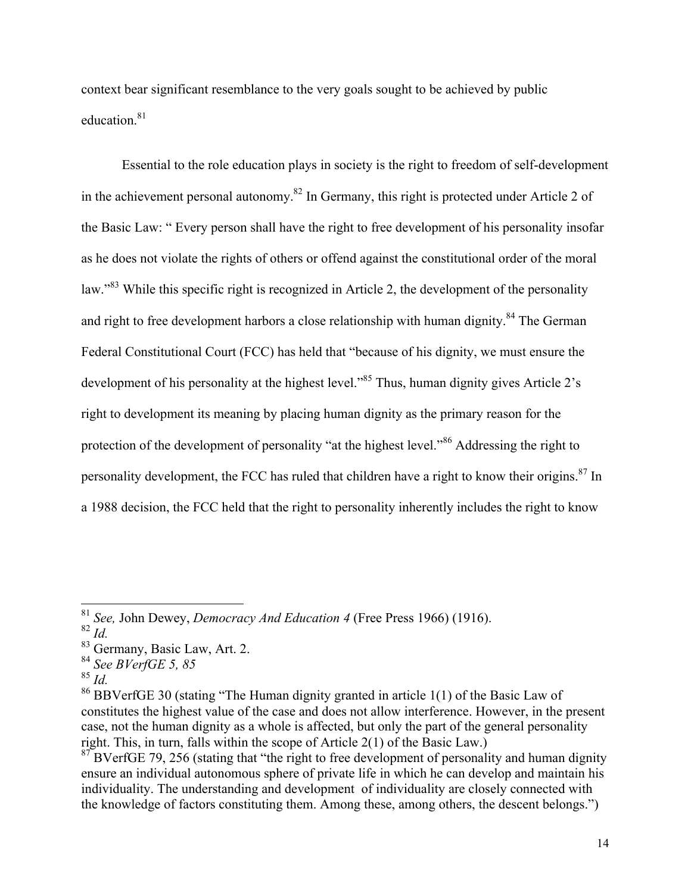context bear significant resemblance to the very goals sought to be achieved by public education.[81]

Essential to the role education plays in society is the right to freedom of self-development in the achievement personal autonomy.[82] In Germany, this right is protected under Article 2 of the Basic Law: " Every person shall have the right to free development of his personality insofar as he does not violate the rights of others or offend against the constitutional order of the moral law."[83] While this specific right is recognized in Article 2, the development of the personality and right to free development harbors a close relationship with human dignity.[84] The German Federal Constitutional Court (FCC) has held that "because of his dignity, we must ensure the development of his personality at the highest level."[85] Thus, human dignity gives Article 2's right to development its meaning by placing human dignity as the primary reason for the protection of the development of personality "at the highest level."[86] Addressing the right to personality development, the FCC has ruled that children have a right to know their origins.[87] In a 1988 decision, the FCC held that the right to personality inherently includes the right to know

---

[81] *See,* John Dewey, *Democracy And Education 4* (Free Press 1966) (1916).

[82] *Id.*

[83] Germany, Basic Law, Art. 2.

[84] *See BVerfGE 5, 85*

[85] *Id.*

[86] BBVerfGE 30 (stating "The Human dignity granted in article 1(1) of the Basic Law of constitutes the highest value of the case and does not allow interference. However, in the present case, not the human dignity as a whole is affected, but only the part of the general personality right. This, in turn, falls within the scope of Article 2(1) of the Basic Law.)

[87] BVerfGE 79, 256 (stating that "the right to free development of personality and human dignity ensure an individual autonomous sphere of private life in which he can develop and maintain his individuality. The understanding and development of individuality are closely connected with the knowledge of factors constituting them. Among these, among others, the descent belongs.")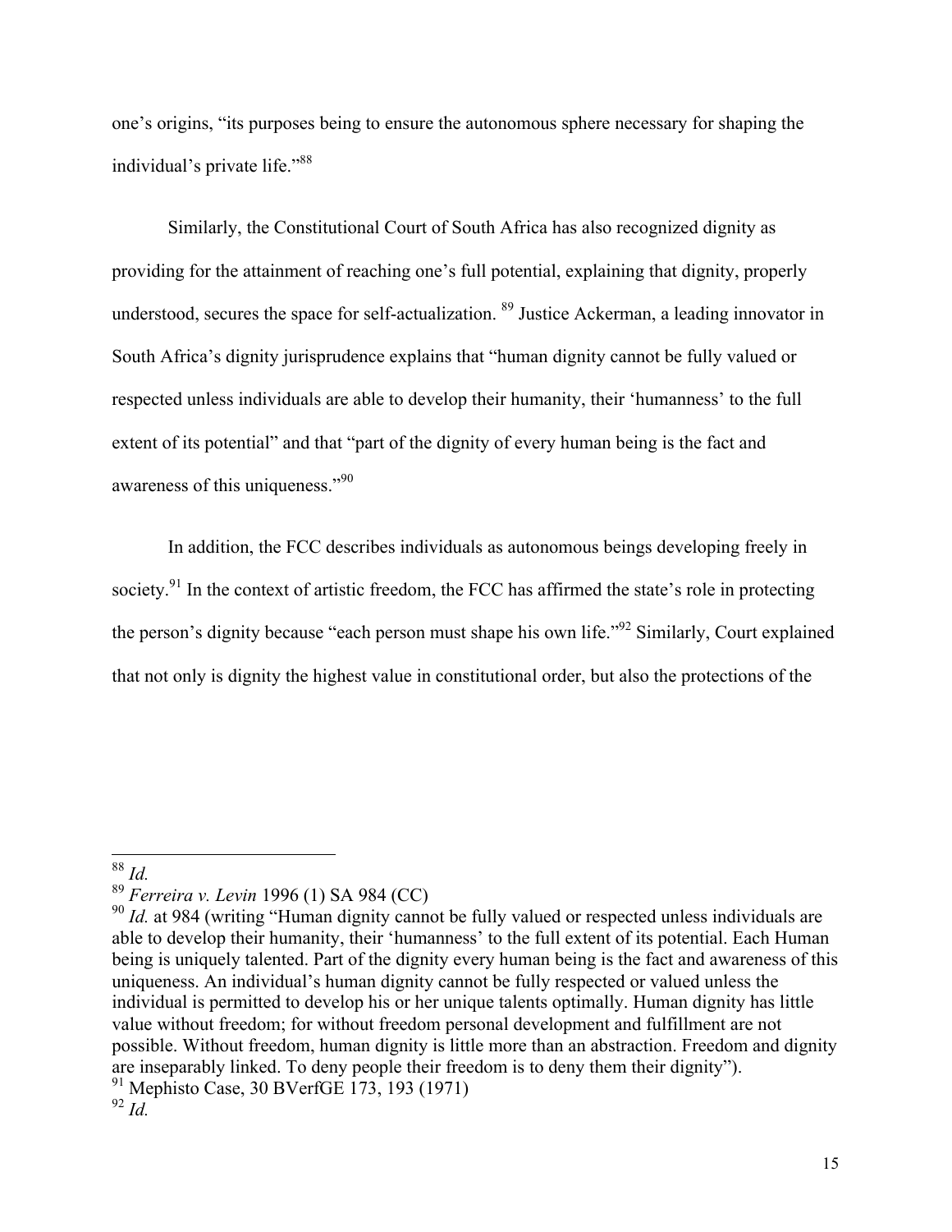one's origins, "its purposes being to ensure the autonomous sphere necessary for shaping the individual's private life."[88]

Similarly, the Constitutional Court of South Africa has also recognized dignity as providing for the attainment of reaching one's full potential, explaining that dignity, properly understood, secures the space for self-actualization. [89] Justice Ackerman, a leading innovator in South Africa's dignity jurisprudence explains that "human dignity cannot be fully valued or respected unless individuals are able to develop their humanity, their 'humanness' to the full extent of its potential" and that "part of the dignity of every human being is the fact and awareness of this uniqueness."[90]

In addition, the FCC describes individuals as autonomous beings developing freely in society.[91] In the context of artistic freedom, the FCC has affirmed the state's role in protecting the person's dignity because "each person must shape his own life."[92] Similarly, Court explained that not only is dignity the highest value in constitutional order, but also the protections of the

---

[88] *Id.*

[89] *Ferreira v. Levin* 1996 (1) SA 984 (CC)

[90] *Id.* at 984 (writing "Human dignity cannot be fully valued or respected unless individuals are able to develop their humanity, their 'humanness' to the full extent of its potential. Each Human being is uniquely talented. Part of the dignity every human being is the fact and awareness of this uniqueness. An individual's human dignity cannot be fully respected or valued unless the individual is permitted to develop his or her unique talents optimally. Human dignity has little value without freedom; for without freedom personal development and fulfillment are not possible. Without freedom, human dignity is little more than an abstraction. Freedom and dignity are inseparably linked. To deny people their freedom is to deny them their dignity").

[91] Mephisto Case, 30 BVerfGE 173, 193 (1971)

[92] *Id.*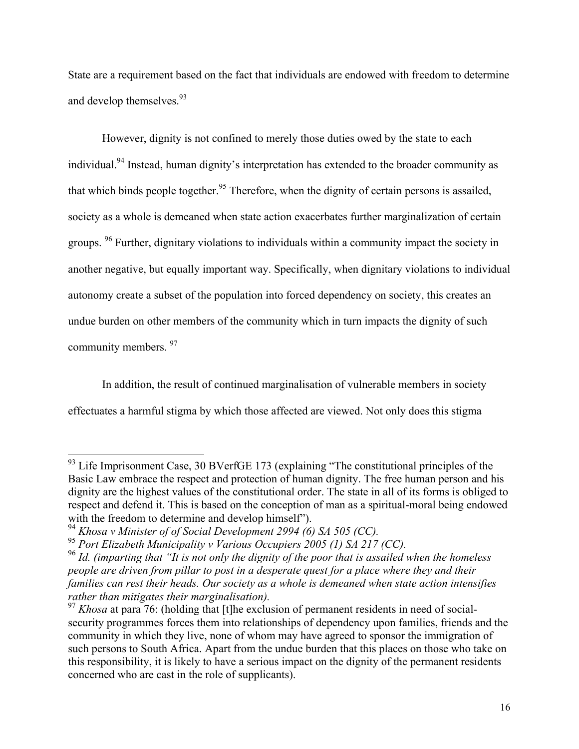State are a requirement based on the fact that individuals are endowed with freedom to determine and develop themselves.[93]

However, dignity is not confined to merely those duties owed by the state to each individual.[94] Instead, human dignity's interpretation has extended to the broader community as that which binds people together.[95] Therefore, when the dignity of certain persons is assailed, society as a whole is demeaned when state action exacerbates further marginalization of certain groups. [96] Further, dignitary violations to individuals within a community impact the society in another negative, but equally important way. Specifically, when dignitary violations to individual autonomy create a subset of the population into forced dependency on society, this creates an undue burden on other members of the community which in turn impacts the dignity of such community members. [97]

In addition, the result of continued marginalisation of vulnerable members in society effectuates a harmful stigma by which those affected are viewed. Not only does this stigma

---

[93] Life Imprisonment Case, 30 BVerfGE 173 (explaining "The constitutional principles of the Basic Law embrace the respect and protection of human dignity. The free human person and his dignity are the highest values of the constitutional order. The state in all of its forms is obliged to respect and defend it. This is based on the conception of man as a spiritual-moral being endowed with the freedom to determine and develop himself").

[94] *Khosa v Minister of of Social Development 2994 (6) SA 505 (CC).*

[95] *Port Elizabeth Municipality v Various Occupiers 2005 (1) SA 217 (CC).*

[96] *Id. (imparting that "It is not only the dignity of the poor that is assailed when the homeless people are driven from pillar to post in a desperate quest for a place where they and their families can rest their heads. Our society as a whole is demeaned when state action intensifies rather than mitigates their marginalisation).*

[97] *Khosa* at para 76: (holding that [t]he exclusion of permanent residents in need of social-security programmes forces them into relationships of dependency upon families, friends and the community in which they live, none of whom may have agreed to sponsor the immigration of such persons to South Africa. Apart from the undue burden that this places on those who take on this responsibility, it is likely to have a serious impact on the dignity of the permanent residents concerned who are cast in the role of supplicants).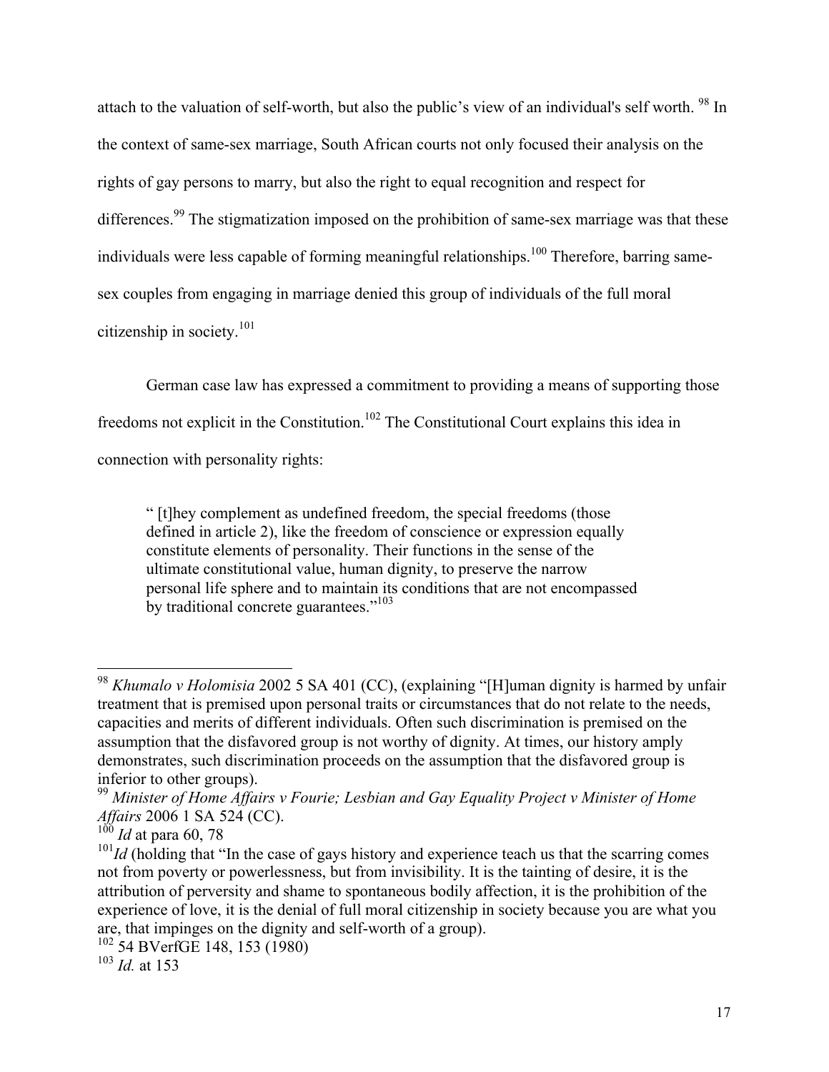attach to the valuation of self-worth, but also the public's view of an individual's self worth. [98] In the context of same-sex marriage, South African courts not only focused their analysis on the rights of gay persons to marry, but also the right to equal recognition and respect for differences.[99] The stigmatization imposed on the prohibition of same-sex marriage was that these individuals were less capable of forming meaningful relationships.[100] Therefore, barring same-sex couples from engaging in marriage denied this group of individuals of the full moral citizenship in society.[101]

German case law has expressed a commitment to providing a means of supporting those freedoms not explicit in the Constitution.[102] The Constitutional Court explains this idea in connection with personality rights:

> " [t]hey complement as undefined freedom, the special freedoms (those defined in article 2), like the freedom of conscience or expression equally constitute elements of personality. Their functions in the sense of the ultimate constitutional value, human dignity, to preserve the narrow personal life sphere and to maintain its conditions that are not encompassed by traditional concrete guarantees."[103]

---

[98] *Khumalo v Holomisia* 2002 5 SA 401 (CC), (explaining "[H]uman dignity is harmed by unfair treatment that is premised upon personal traits or circumstances that do not relate to the needs, capacities and merits of different individuals. Often such discrimination is premised on the assumption that the disfavored group is not worthy of dignity. At times, our history amply demonstrates, such discrimination proceeds on the assumption that the disfavored group is inferior to other groups).

[99] *Minister of Home Affairs v Fourie; Lesbian and Gay Equality Project v Minister of Home Affairs* 2006 1 SA 524 (CC).

[100] *Id* at para 60, 78

[101] *Id* (holding that "In the case of gays history and experience teach us that the scarring comes not from poverty or powerlessness, but from invisibility. It is the tainting of desire, it is the attribution of perversity and shame to spontaneous bodily affection, it is the prohibition of the experience of love, it is the denial of full moral citizenship in society because you are what you are, that impinges on the dignity and self-worth of a group).

[102] 54 BVerfGE 148, 153 (1980)

[103] *Id.* at 153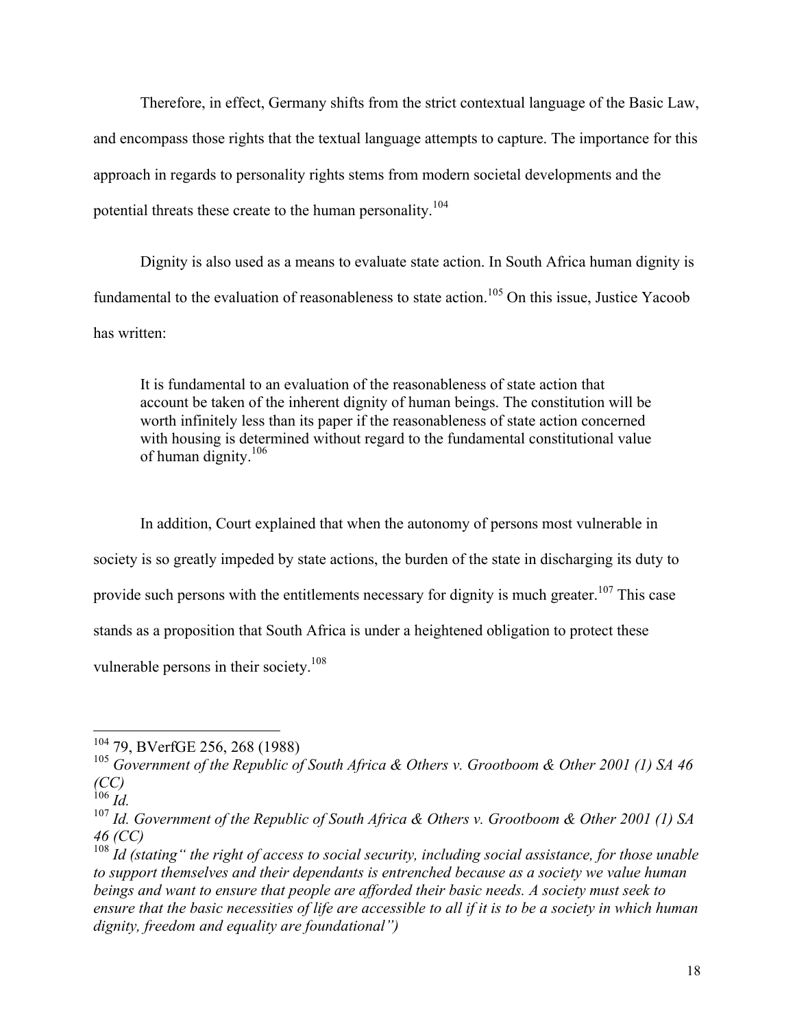Therefore, in effect, Germany shifts from the strict contextual language of the Basic Law, and encompass those rights that the textual language attempts to capture. The importance for this approach in regards to personality rights stems from modern societal developments and the potential threats these create to the human personality.[104]

Dignity is also used as a means to evaluate state action. In South Africa human dignity is fundamental to the evaluation of reasonableness to state action.[105] On this issue, Justice Yacoob has written:

> It is fundamental to an evaluation of the reasonableness of state action that account be taken of the inherent dignity of human beings. The constitution will be worth infinitely less than its paper if the reasonableness of state action concerned with housing is determined without regard to the fundamental constitutional value of human dignity.[106]

In addition, Court explained that when the autonomy of persons most vulnerable in society is so greatly impeded by state actions, the burden of the state in discharging its duty to provide such persons with the entitlements necessary for dignity is much greater.[107] This case stands as a proposition that South Africa is under a heightened obligation to protect these vulnerable persons in their society.[108]

---

[104] 79, BVerfGE 256, 268 (1988)

[105] *Government of the Republic of South Africa & Others v. Grootboom & Other 2001 (1) SA 46 (CC)*

[106] *Id.*

[107] *Id. Government of the Republic of South Africa & Others v. Grootboom & Other 2001 (1) SA 46 (CC)*

[108] *Id (stating" the right of access to social security, including social assistance, for those unable to support themselves and their dependants is entrenched because as a society we value human beings and want to ensure that people are afforded their basic needs. A society must seek to ensure that the basic necessities of life are accessible to all if it is to be a society in which human dignity, freedom and equality are foundational")*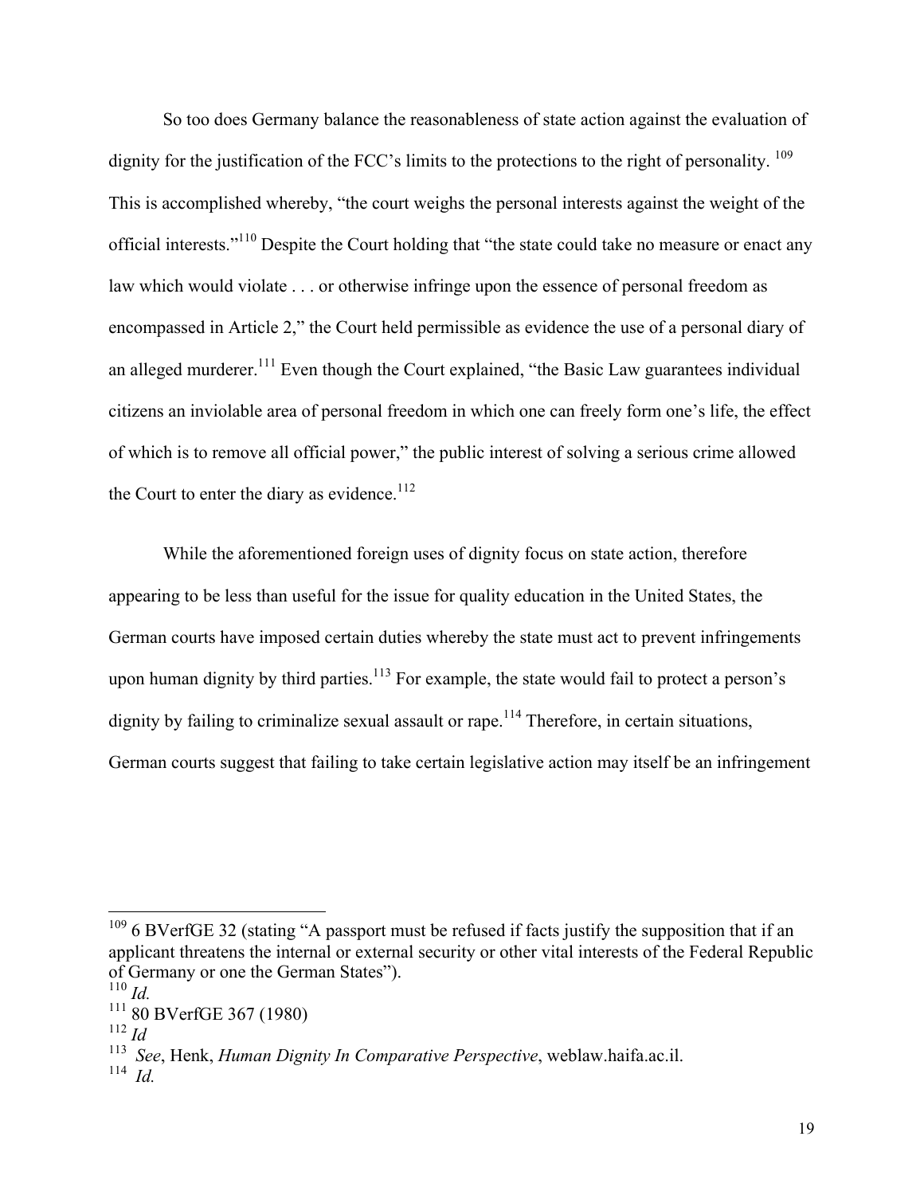So too does Germany balance the reasonableness of state action against the evaluation of dignity for the justification of the FCC's limits to the protections to the right of personality. [109] This is accomplished whereby, "the court weighs the personal interests against the weight of the official interests."[110] Despite the Court holding that "the state could take no measure or enact any law which would violate . . . or otherwise infringe upon the essence of personal freedom as encompassed in Article 2," the Court held permissible as evidence the use of a personal diary of an alleged murderer.[111] Even though the Court explained, "the Basic Law guarantees individual citizens an inviolable area of personal freedom in which one can freely form one's life, the effect of which is to remove all official power," the public interest of solving a serious crime allowed the Court to enter the diary as evidence.[112]

While the aforementioned foreign uses of dignity focus on state action, therefore appearing to be less than useful for the issue for quality education in the United States, the German courts have imposed certain duties whereby the state must act to prevent infringements upon human dignity by third parties.[113] For example, the state would fail to protect a person's dignity by failing to criminalize sexual assault or rape.[114] Therefore, in certain situations, German courts suggest that failing to take certain legislative action may itself be an infringement

---

[109] 6 BVerfGE 32 (stating "A passport must be refused if facts justify the supposition that if an applicant threatens the internal or external security or other vital interests of the Federal Republic of Germany or one the German States").

[110] *Id.*

[111] 80 BVerfGE 367 (1980)

[112] *Id*

[113] *See*, Henk, *Human Dignity In Comparative Perspective*, weblaw.haifa.ac.il.

[114] *Id.*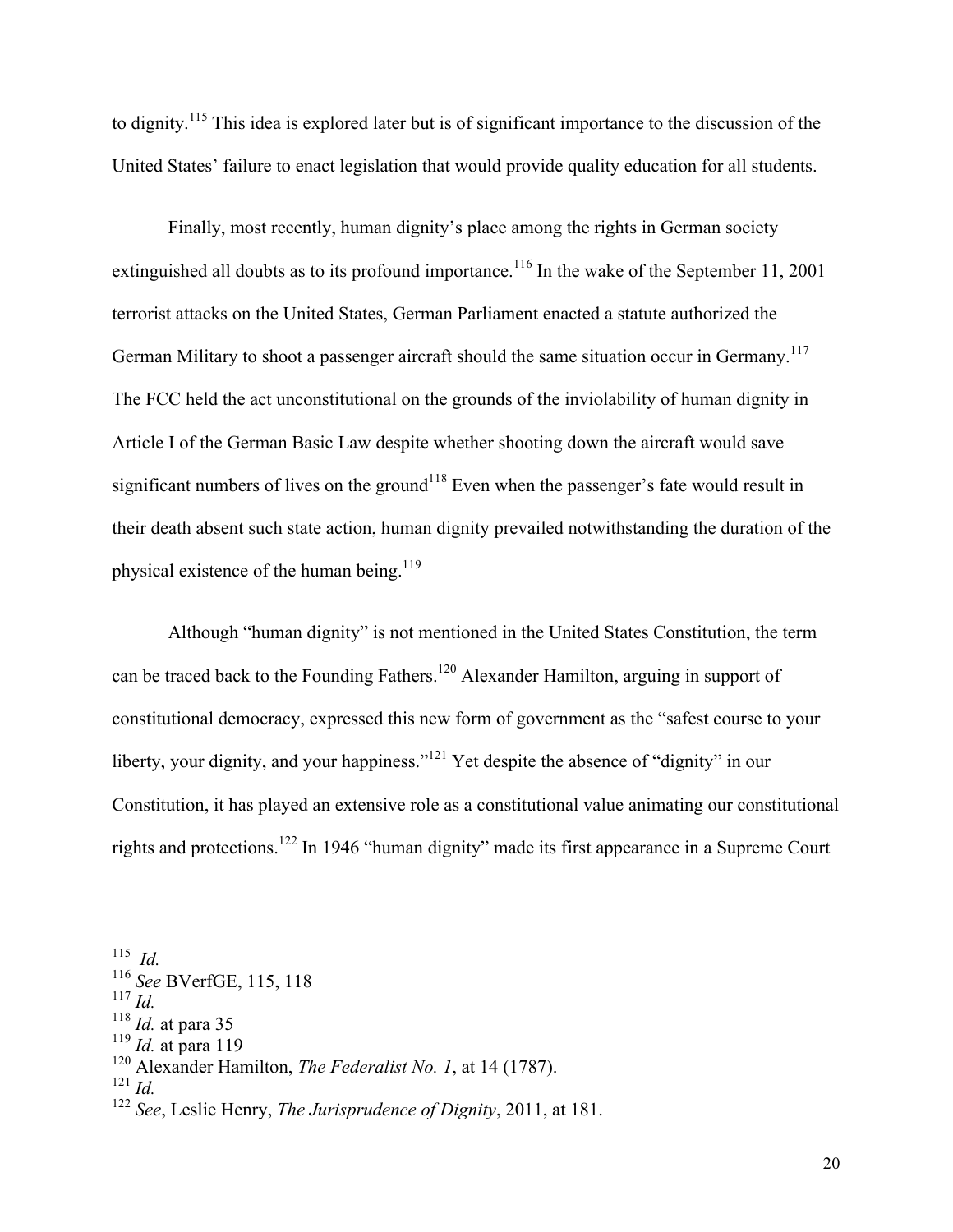to dignity.[115] This idea is explored later but is of significant importance to the discussion of the United States' failure to enact legislation that would provide quality education for all students.

Finally, most recently, human dignity's place among the rights in German society extinguished all doubts as to its profound importance.[116] In the wake of the September 11, 2001 terrorist attacks on the United States, German Parliament enacted a statute authorized the German Military to shoot a passenger aircraft should the same situation occur in Germany.[117] The FCC held the act unconstitutional on the grounds of the inviolability of human dignity in Article I of the German Basic Law despite whether shooting down the aircraft would save significant numbers of lives on the ground[118] Even when the passenger's fate would result in their death absent such state action, human dignity prevailed notwithstanding the duration of the physical existence of the human being.[119]

Although "human dignity" is not mentioned in the United States Constitution, the term can be traced back to the Founding Fathers.[120] Alexander Hamilton, arguing in support of constitutional democracy, expressed this new form of government as the "safest course to your liberty, your dignity, and your happiness."[121] Yet despite the absence of "dignity" in our Constitution, it has played an extensive role as a constitutional value animating our constitutional rights and protections.[122] In 1946 "human dignity" made its first appearance in a Supreme Court

---

[115] *Id.*

[116] *See* BVerfGE, 115, 118

[117] *Id.*

[118] *Id.* at para 35

[119] *Id.* at para 119

[120] Alexander Hamilton, *The Federalist No. 1*, at 14 (1787).

[121] *Id.*

[122] *See*, Leslie Henry, *The Jurisprudence of Dignity*, 2011, at 181.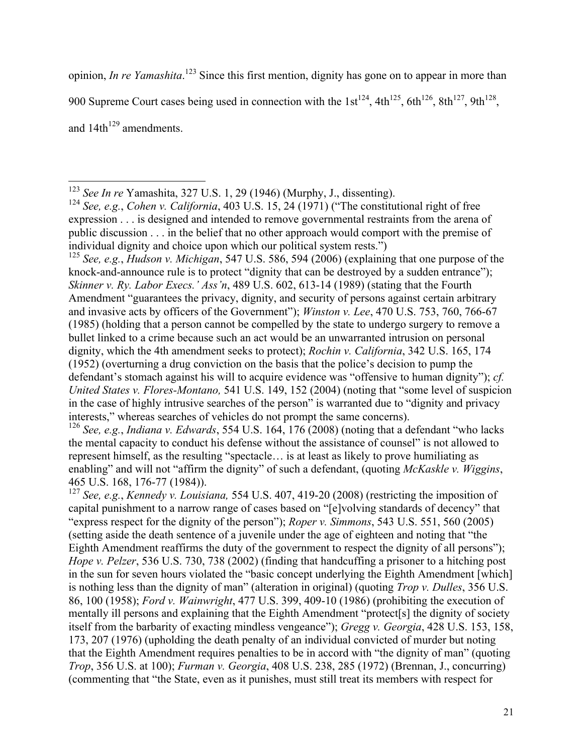opinion, *In re Yamashita*.[123] Since this first mention, dignity has gone on to appear in more than 900 Supreme Court cases being used in connection with the 1st[124], 4th[125], 6th[126], 8th[127], 9th[128], and 14th[129] amendments.

---

[123] *See In re* Yamashita, 327 U.S. 1, 29 (1946) (Murphy, J., dissenting).

[124] *See, e.g.*, *Cohen v. California*, 403 U.S. 15, 24 (1971) ("The constitutional right of free expression . . . is designed and intended to remove governmental restraints from the arena of public discussion . . . in the belief that no other approach would comport with the premise of individual dignity and choice upon which our political system rests.")

[125] *See, e.g.*, *Hudson v. Michigan*, 547 U.S. 586, 594 (2006) (explaining that one purpose of the knock-and-announce rule is to protect "dignity that can be destroyed by a sudden entrance"); *Skinner v. Ry. Labor Execs.' Ass'n*, 489 U.S. 602, 613-14 (1989) (stating that the Fourth Amendment "guarantees the privacy, dignity, and security of persons against certain arbitrary and invasive acts by officers of the Government"); *Winston v. Lee*, 470 U.S. 753, 760, 766-67 (1985) (holding that a person cannot be compelled by the state to undergo surgery to remove a bullet linked to a crime because such an act would be an unwarranted intrusion on personal dignity, which the 4th amendment seeks to protect); *Rochin v. California*, 342 U.S. 165, 174 (1952) (overturning a drug conviction on the basis that the police's decision to pump the defendant's stomach against his will to acquire evidence was "offensive to human dignity"); *cf. United States v. Flores-Montano,* 541 U.S. 149, 152 (2004) (noting that "some level of suspicion in the case of highly intrusive searches of the person" is warranted due to "dignity and privacy interests," whereas searches of vehicles do not prompt the same concerns).

[126] *See, e.g.*, *Indiana v. Edwards*, 554 U.S. 164, 176 (2008) (noting that a defendant "who lacks the mental capacity to conduct his defense without the assistance of counsel" is not allowed to represent himself, as the resulting "spectacle… is at least as likely to prove humiliating as enabling" and will not "affirm the dignity" of such a defendant, (quoting *McKaskle v. Wiggins*, 465 U.S. 168, 176-77 (1984)).

[127] *See, e.g.*, *Kennedy v. Louisiana,* 554 U.S. 407, 419-20 (2008) (restricting the imposition of capital punishment to a narrow range of cases based on "[e]volving standards of decency" that "express respect for the dignity of the person"); *Roper v. Simmons*, 543 U.S. 551, 560 (2005) (setting aside the death sentence of a juvenile under the age of eighteen and noting that "the Eighth Amendment reaffirms the duty of the government to respect the dignity of all persons"); *Hope v. Pelzer*, 536 U.S. 730, 738 (2002) (finding that handcuffing a prisoner to a hitching post in the sun for seven hours violated the "basic concept underlying the Eighth Amendment [which] is nothing less than the dignity of man" (alteration in original) (quoting *Trop v. Dulles*, 356 U.S. 86, 100 (1958); *Ford v. Wainwright*, 477 U.S. 399, 409-10 (1986) (prohibiting the execution of mentally ill persons and explaining that the Eighth Amendment "protect[s] the dignity of society itself from the barbarity of exacting mindless vengeance"); *Gregg v. Georgia*, 428 U.S. 153, 158, 173, 207 (1976) (upholding the death penalty of an individual convicted of murder but noting that the Eighth Amendment requires penalties to be in accord with "the dignity of man" (quoting *Trop*, 356 U.S. at 100); *Furman v. Georgia*, 408 U.S. 238, 285 (1972) (Brennan, J., concurring) (commenting that "the State, even as it punishes, must still treat its members with respect for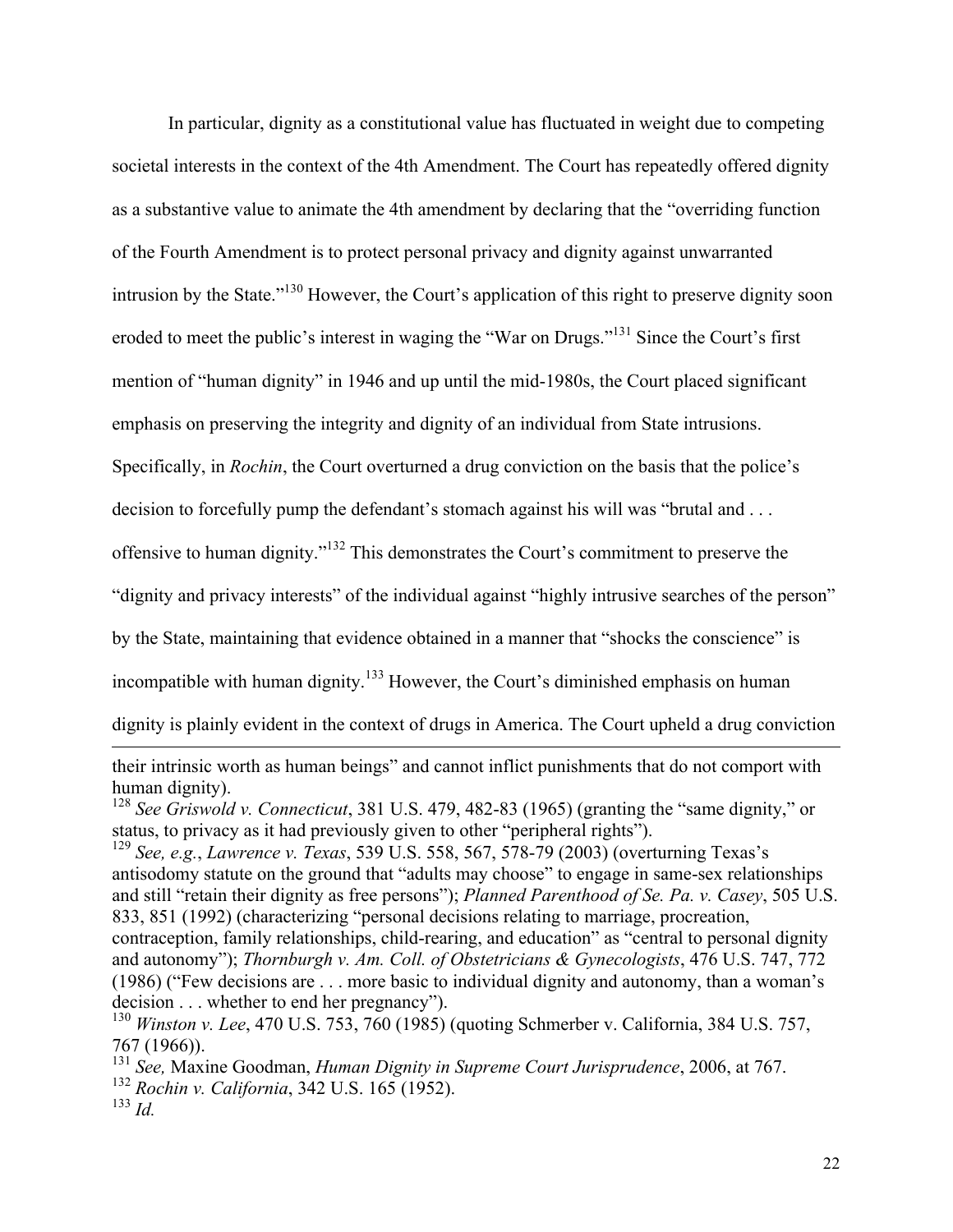In particular, dignity as a constitutional value has fluctuated in weight due to competing societal interests in the context of the 4th Amendment. The Court has repeatedly offered dignity as a substantive value to animate the 4th amendment by declaring that the "overriding function of the Fourth Amendment is to protect personal privacy and dignity against unwarranted intrusion by the State."[130] However, the Court's application of this right to preserve dignity soon eroded to meet the public's interest in waging the "War on Drugs."[131] Since the Court's first mention of "human dignity" in 1946 and up until the mid-1980s, the Court placed significant emphasis on preserving the integrity and dignity of an individual from State intrusions. Specifically, in *Rochin*, the Court overturned a drug conviction on the basis that the police's decision to forcefully pump the defendant's stomach against his will was "brutal and . . . offensive to human dignity."[132] This demonstrates the Court's commitment to preserve the "dignity and privacy interests" of the individual against "highly intrusive searches of the person" by the State, maintaining that evidence obtained in a manner that "shocks the conscience" is incompatible with human dignity.[133] However, the Court's diminished emphasis on human dignity is plainly evident in the context of drugs in America. The Court upheld a drug conviction

---

their intrinsic worth as human beings" and cannot inflict punishments that do not comport with human dignity).

[128] *See Griswold v. Connecticut*, 381 U.S. 479, 482-83 (1965) (granting the "same dignity," or status, to privacy as it had previously given to other "peripheral rights").

[129] *See, e.g.*, *Lawrence v. Texas*, 539 U.S. 558, 567, 578-79 (2003) (overturning Texas's antisodomy statute on the ground that "adults may choose" to engage in same-sex relationships and still "retain their dignity as free persons"); *Planned Parenthood of Se. Pa. v. Casey*, 505 U.S. 833, 851 (1992) (characterizing "personal decisions relating to marriage, procreation, contraception, family relationships, child-rearing, and education" as "central to personal dignity and autonomy"); *Thornburgh v. Am. Coll. of Obstetricians & Gynecologists*, 476 U.S. 747, 772 (1986) ("Few decisions are . . . more basic to individual dignity and autonomy, than a woman's decision . . . whether to end her pregnancy").

[130] *Winston v. Lee*, 470 U.S. 753, 760 (1985) (quoting Schmerber v. California, 384 U.S. 757, 767 (1966)).

[131] *See,* Maxine Goodman, *Human Dignity in Supreme Court Jurisprudence*, 2006, at 767.

[132] *Rochin v. California*, 342 U.S. 165 (1952).

[133] *Id.*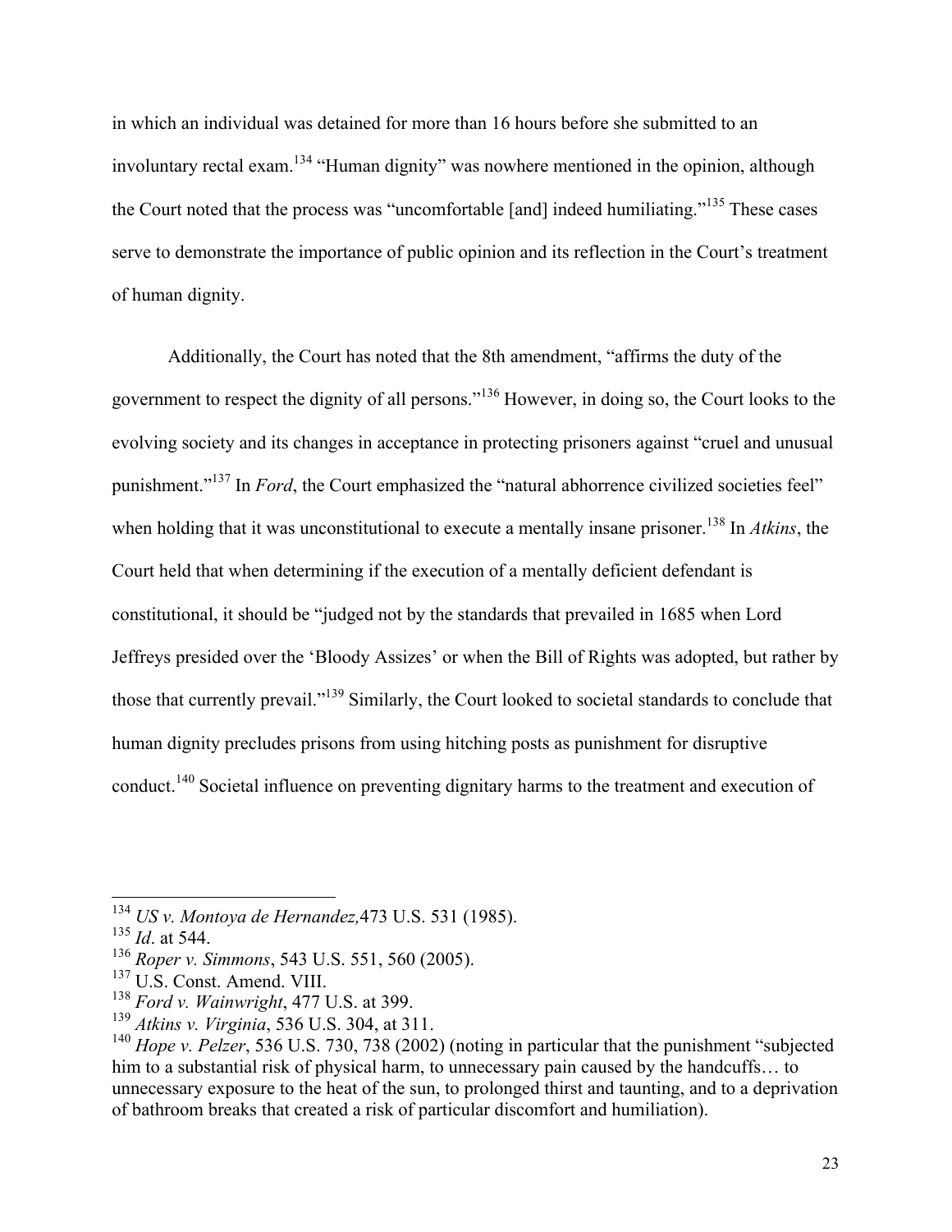in which an individual was detained for more than 16 hours before she submitted to an involuntary rectal exam.[134] "Human dignity" was nowhere mentioned in the opinion, although the Court noted that the process was "uncomfortable [and] indeed humiliating."[135] These cases serve to demonstrate the importance of public opinion and its reflection in the Court's treatment of human dignity.

Additionally, the Court has noted that the 8th amendment, "affirms the duty of the government to respect the dignity of all persons."[136] However, in doing so, the Court looks to the evolving society and its changes in acceptance in protecting prisoners against "cruel and unusual punishment."[137] In *Ford*, the Court emphasized the "natural abhorrence civilized societies feel" when holding that it was unconstitutional to execute a mentally insane prisoner.[138] In *Atkins*, the Court held that when determining if the execution of a mentally deficient defendant is constitutional, it should be "judged not by the standards that prevailed in 1685 when Lord Jeffreys presided over the 'Bloody Assizes' or when the Bill of Rights was adopted, but rather by those that currently prevail."[139] Similarly, the Court looked to societal standards to conclude that human dignity precludes prisons from using hitching posts as punishment for disruptive conduct.[140] Societal influence on preventing dignitary harms to the treatment and execution of

---

[134] *US v. Montoya de Hernandez,*473 U.S. 531 (1985).

[135] *Id*. at 544.

[136] *Roper v. Simmons*, 543 U.S. 551, 560 (2005).

[137] U.S. Const. Amend. VIII.

[138] *Ford v. Wainwright*, 477 U.S. at 399.

[139] *Atkins v. Virginia*, 536 U.S. 304, at 311.

[140] *Hope v. Pelzer*, 536 U.S. 730, 738 (2002) (noting in particular that the punishment "subjected him to a substantial risk of physical harm, to unnecessary pain caused by the handcuffs… to unnecessary exposure to the heat of the sun, to prolonged thirst and taunting, and to a deprivation of bathroom breaks that created a risk of particular discomfort and humiliation).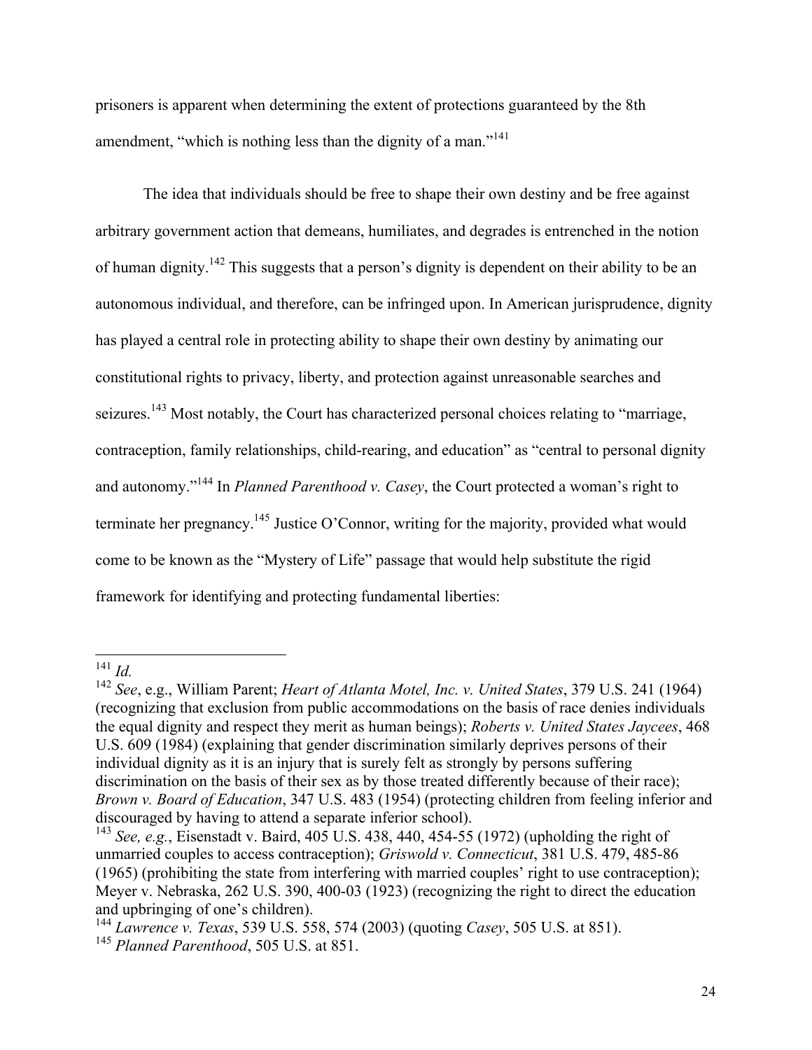prisoners is apparent when determining the extent of protections guaranteed by the 8th amendment, "which is nothing less than the dignity of a man."[141]

The idea that individuals should be free to shape their own destiny and be free against arbitrary government action that demeans, humiliates, and degrades is entrenched in the notion of human dignity.[142] This suggests that a person's dignity is dependent on their ability to be an autonomous individual, and therefore, can be infringed upon. In American jurisprudence, dignity has played a central role in protecting ability to shape their own destiny by animating our constitutional rights to privacy, liberty, and protection against unreasonable searches and seizures.[143] Most notably, the Court has characterized personal choices relating to "marriage, contraception, family relationships, child-rearing, and education" as "central to personal dignity and autonomy."[144] In *Planned Parenthood v. Casey*, the Court protected a woman's right to terminate her pregnancy.[145] Justice O'Connor, writing for the majority, provided what would come to be known as the "Mystery of Life" passage that would help substitute the rigid framework for identifying and protecting fundamental liberties:

---

[141] *Id.*

[142] *See*, e.g., William Parent; *Heart of Atlanta Motel, Inc. v. United States*, 379 U.S. 241 (1964) (recognizing that exclusion from public accommodations on the basis of race denies individuals the equal dignity and respect they merit as human beings); *Roberts v. United States Jaycees*, 468 U.S. 609 (1984) (explaining that gender discrimination similarly deprives persons of their individual dignity as it is an injury that is surely felt as strongly by persons suffering discrimination on the basis of their sex as by those treated differently because of their race); *Brown v. Board of Education*, 347 U.S. 483 (1954) (protecting children from feeling inferior and discouraged by having to attend a separate inferior school).

[143] *See, e.g.*, Eisenstadt v. Baird, 405 U.S. 438, 440, 454-55 (1972) (upholding the right of unmarried couples to access contraception); *Griswold v. Connecticut*, 381 U.S. 479, 485-86 (1965) (prohibiting the state from interfering with married couples' right to use contraception); Meyer v. Nebraska, 262 U.S. 390, 400-03 (1923) (recognizing the right to direct the education and upbringing of one's children).

[144] *Lawrence v. Texas*, 539 U.S. 558, 574 (2003) (quoting *Casey*, 505 U.S. at 851).

[145] *Planned Parenthood*, 505 U.S. at 851.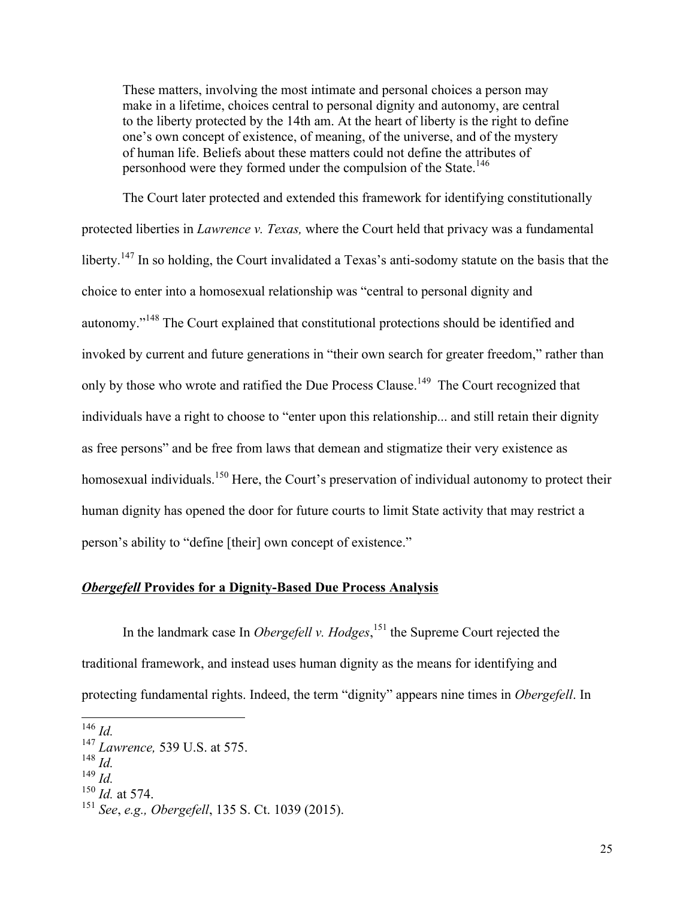> These matters, involving the most intimate and personal choices a person may make in a lifetime, choices central to personal dignity and autonomy, are central to the liberty protected by the 14th am. At the heart of liberty is the right to define one's own concept of existence, of meaning, of the universe, and of the mystery of human life. Beliefs about these matters could not define the attributes of personhood were they formed under the compulsion of the State.[146]

The Court later protected and extended this framework for identifying constitutionally protected liberties in *Lawrence v. Texas,* where the Court held that privacy was a fundamental liberty.[147] In so holding, the Court invalidated a Texas's anti-sodomy statute on the basis that the choice to enter into a homosexual relationship was "central to personal dignity and autonomy."[148] The Court explained that constitutional protections should be identified and invoked by current and future generations in "their own search for greater freedom," rather than only by those who wrote and ratified the Due Process Clause.[149] The Court recognized that individuals have a right to choose to "enter upon this relationship... and still retain their dignity as free persons" and be free from laws that demean and stigmatize their very existence as homosexual individuals.[150] Here, the Court's preservation of individual autonomy to protect their human dignity has opened the door for future courts to limit State activity that may restrict a person's ability to "define [their] own concept of existence."

## ***Obergefell* Provides for a Dignity-Based Due Process Analysis**

In the landmark case In *Obergefell v. Hodges*,[151] the Supreme Court rejected the traditional framework, and instead uses human dignity as the means for identifying and protecting fundamental rights. Indeed, the term "dignity" appears nine times in *Obergefell*. In

---

[146] *Id.*

[147] *Lawrence,* 539 U.S. at 575.

[148] *Id.*

[149] *Id.*

[150] *Id.* at 574.

[151] *See*, *e.g., Obergefell*, 135 S. Ct. 1039 (2015).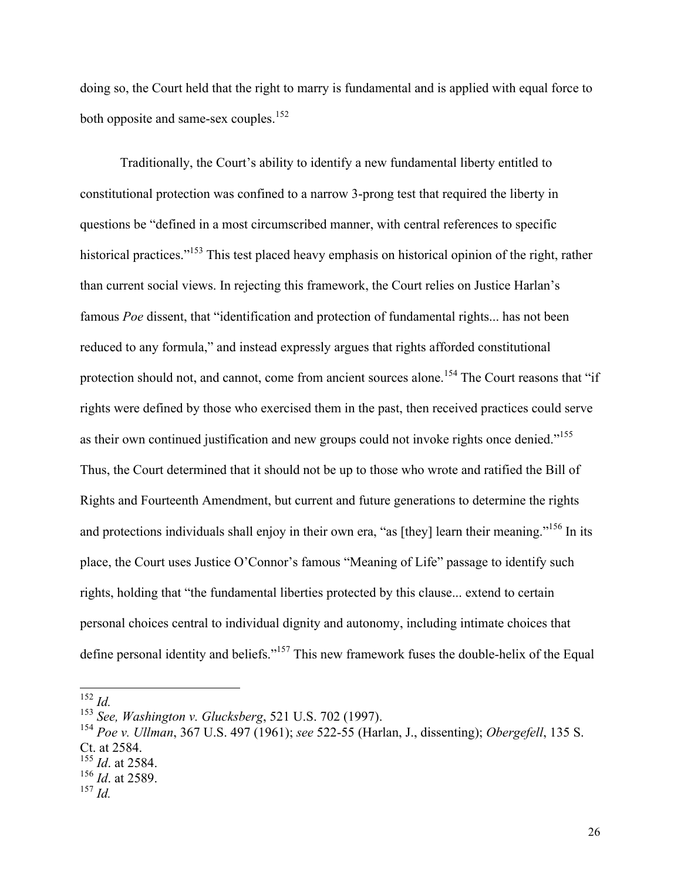doing so, the Court held that the right to marry is fundamental and is applied with equal force to both opposite and same-sex couples.[152]

Traditionally, the Court's ability to identify a new fundamental liberty entitled to constitutional protection was confined to a narrow 3-prong test that required the liberty in questions be "defined in a most circumscribed manner, with central references to specific historical practices."[153] This test placed heavy emphasis on historical opinion of the right, rather than current social views. In rejecting this framework, the Court relies on Justice Harlan's famous *Poe* dissent, that "identification and protection of fundamental rights... has not been reduced to any formula," and instead expressly argues that rights afforded constitutional protection should not, and cannot, come from ancient sources alone.[154] The Court reasons that "if rights were defined by those who exercised them in the past, then received practices could serve as their own continued justification and new groups could not invoke rights once denied."[155] Thus, the Court determined that it should not be up to those who wrote and ratified the Bill of Rights and Fourteenth Amendment, but current and future generations to determine the rights and protections individuals shall enjoy in their own era, "as [they] learn their meaning."[156] In its place, the Court uses Justice O'Connor's famous "Meaning of Life" passage to identify such rights, holding that "the fundamental liberties protected by this clause... extend to certain personal choices central to individual dignity and autonomy, including intimate choices that define personal identity and beliefs."[157] This new framework fuses the double-helix of the Equal

---

[152] *Id.*

[153] *See, Washington v. Glucksberg*, 521 U.S. 702 (1997).

[154] *Poe v. Ullman*, 367 U.S. 497 (1961); *see* 522-55 (Harlan, J., dissenting); *Obergefell*, 135 S. Ct. at 2584.

[155] *Id*. at 2584.

[156] *Id*. at 2589.

[157] *Id.*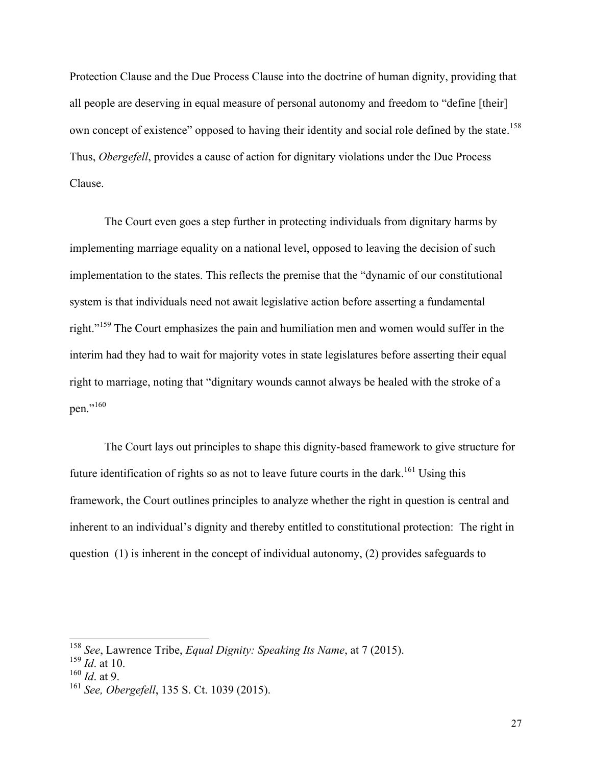Protection Clause and the Due Process Clause into the doctrine of human dignity, providing that all people are deserving in equal measure of personal autonomy and freedom to "define [their] own concept of existence" opposed to having their identity and social role defined by the state.[158] Thus, *Obergefell*, provides a cause of action for dignitary violations under the Due Process Clause.

The Court even goes a step further in protecting individuals from dignitary harms by implementing marriage equality on a national level, opposed to leaving the decision of such implementation to the states. This reflects the premise that the "dynamic of our constitutional system is that individuals need not await legislative action before asserting a fundamental right."[159] The Court emphasizes the pain and humiliation men and women would suffer in the interim had they had to wait for majority votes in state legislatures before asserting their equal right to marriage, noting that "dignitary wounds cannot always be healed with the stroke of a pen."[160]

The Court lays out principles to shape this dignity-based framework to give structure for future identification of rights so as not to leave future courts in the dark.[161] Using this framework, the Court outlines principles to analyze whether the right in question is central and inherent to an individual's dignity and thereby entitled to constitutional protection: The right in question (1) is inherent in the concept of individual autonomy, (2) provides safeguards to

---

[158] *See*, Lawrence Tribe, *Equal Dignity: Speaking Its Name*, at 7 (2015).
[159] *Id*. at 10.
[160] *Id*. at 9.
[161] *See, Obergefell*, 135 S. Ct. 1039 (2015).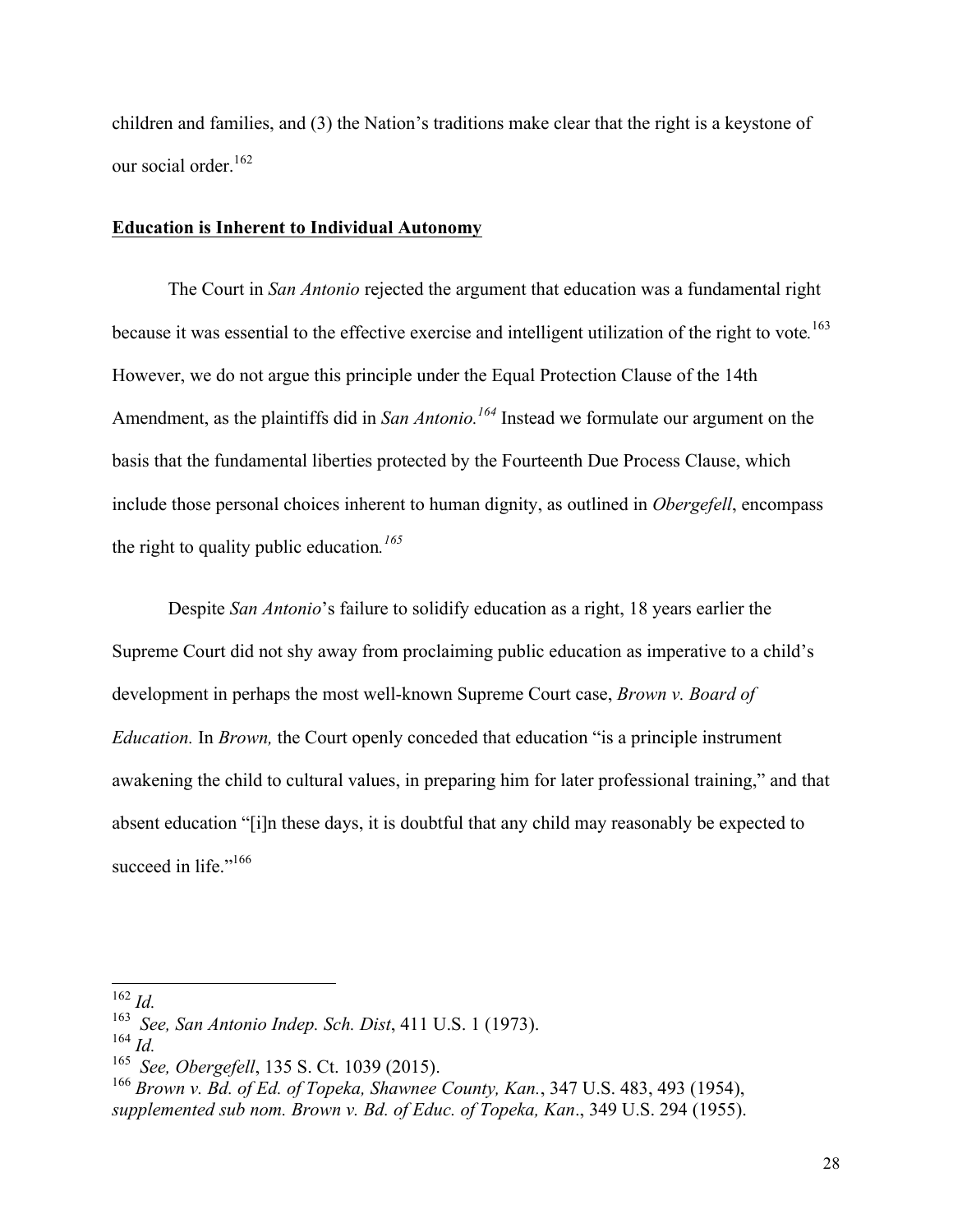children and families, and (3) the Nation's traditions make clear that the right is a keystone of our social order.[162]

**Education is Inherent to Individual Autonomy**

The Court in *San Antonio* rejected the argument that education was a fundamental right because it was essential to the effective exercise and intelligent utilization of the right to vote.[163] However, we do not argue this principle under the Equal Protection Clause of the 14th Amendment, as the plaintiffs did in *San Antonio.*[164] Instead we formulate our argument on the basis that the fundamental liberties protected by the Fourteenth Due Process Clause, which include those personal choices inherent to human dignity, as outlined in *Obergefell*, encompass the right to quality public education*.*[165]

Despite *San Antonio*'s failure to solidify education as a right, 18 years earlier the Supreme Court did not shy away from proclaiming public education as imperative to a child's development in perhaps the most well-known Supreme Court case, *Brown v. Board of Education.* In *Brown,* the Court openly conceded that education "is a principle instrument awakening the child to cultural values, in preparing him for later professional training," and that absent education "[i]n these days, it is doubtful that any child may reasonably be expected to succeed in life."[166]

---

[162] *Id.*

[163] *See, San Antonio Indep. Sch. Dist*, 411 U.S. 1 (1973).

[164] *Id.*

[165] *See, Obergefell*, 135 S. Ct. 1039 (2015).

[166] *Brown v. Bd. of Ed. of Topeka, Shawnee County, Kan.*, 347 U.S. 483, 493 (1954), *supplemented sub nom. Brown v. Bd. of Educ. of Topeka, Kan*., 349 U.S. 294 (1955).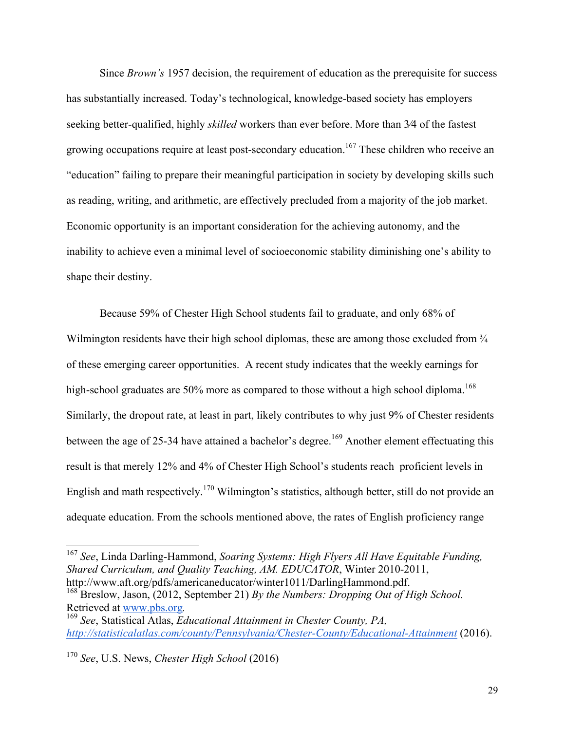Since *Brown's* 1957 decision, the requirement of education as the prerequisite for success has substantially increased. Today's technological, knowledge-based society has employers seeking better-qualified, highly *skilled* workers than ever before. More than 3⁄4 of the fastest growing occupations require at least post-secondary education.[167] These children who receive an "education" failing to prepare their meaningful participation in society by developing skills such as reading, writing, and arithmetic, are effectively precluded from a majority of the job market. Economic opportunity is an important consideration for the achieving autonomy, and the inability to achieve even a minimal level of socioeconomic stability diminishing one's ability to shape their destiny.

Because 59% of Chester High School students fail to graduate, and only 68% of Wilmington residents have their high school diplomas, these are among those excluded from ¾ of these emerging career opportunities. A recent study indicates that the weekly earnings for high-school graduates are 50% more as compared to those without a high school diploma.[168] Similarly, the dropout rate, at least in part, likely contributes to why just 9% of Chester residents between the age of 25-34 have attained a bachelor's degree.[169] Another element effectuating this result is that merely 12% and 4% of Chester High School's students reach proficient levels in English and math respectively.[170] Wilmington's statistics, although better, still do not provide an adequate education. From the schools mentioned above, the rates of English proficiency range

---

[167] *See*, Linda Darling-Hammond, *Soaring Systems: High Flyers All Have Equitable Funding, Shared Curriculum, and Quality Teaching, AM. EDUCATOR*, Winter 2010-2011, http://www.aft.org/pdfs/americaneducator/winter1011/DarlingHammond.pdf.

[168] Breslow, Jason, (2012, September 21) *By the Numbers: Dropping Out of High School.* Retrieved at www.pbs.org.

[169] *See*, Statistical Atlas, *Educational Attainment in Chester County, PA,* *http://statisticalatlas.com/county/Pennsylvania/Chester-County/Educational-Attainment* (2016).

[170] *See*, U.S. News, *Chester High School* (2016)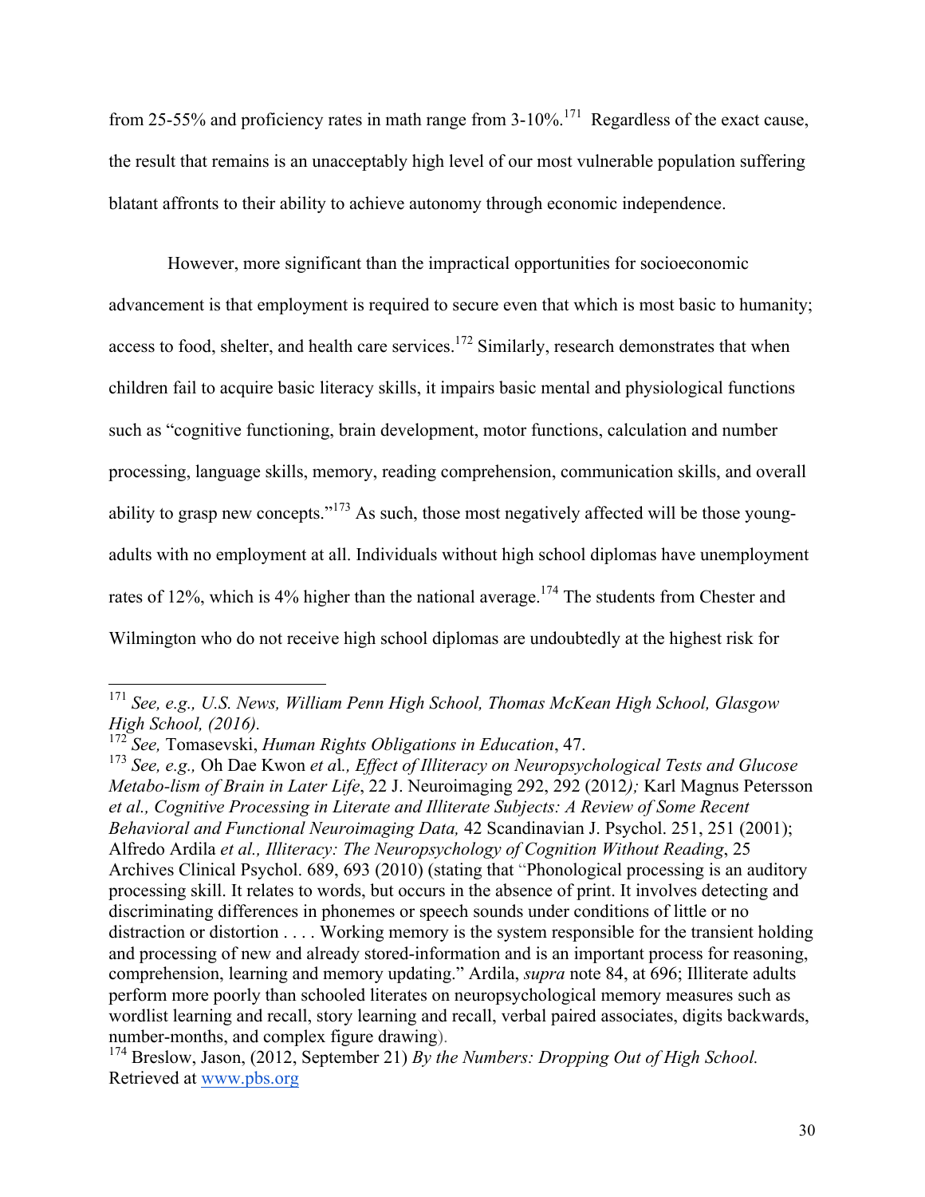from 25-55% and proficiency rates in math range from 3-10%.[171] Regardless of the exact cause, the result that remains is an unacceptably high level of our most vulnerable population suffering blatant affronts to their ability to achieve autonomy through economic independence.

However, more significant than the impractical opportunities for socioeconomic advancement is that employment is required to secure even that which is most basic to humanity; access to food, shelter, and health care services.[172] Similarly, research demonstrates that when children fail to acquire basic literacy skills, it impairs basic mental and physiological functions such as "cognitive functioning, brain development, motor functions, calculation and number processing, language skills, memory, reading comprehension, communication skills, and overall ability to grasp new concepts."[173] As such, those most negatively affected will be those young-adults with no employment at all. Individuals without high school diplomas have unemployment rates of 12%, which is 4% higher than the national average.[174] The students from Chester and Wilmington who do not receive high school diplomas are undoubtedly at the highest risk for

---

[171] *See, e.g., U.S. News, William Penn High School, Thomas McKean High School, Glasgow High School, (2016).*

[172] *See,* Tomasevski, *Human Rights Obligations in Education*, 47.

[173] *See, e.g.,* Oh Dae Kwon *et a*l*., Effect of Illiteracy on Neuropsychological Tests and Glucose Metabo-lism of Brain in Later Life*, 22 J. Neuroimaging 292, 292 (2012*);* Karl Magnus Petersson *et al., Cognitive Processing in Literate and Illiterate Subjects: A Review of Some Recent Behavioral and Functional Neuroimaging Data,* 42 Scandinavian J. Psychol. 251, 251 (2001); Alfredo Ardila *et al., Illiteracy: The Neuropsychology of Cognition Without Reading*, 25 Archives Clinical Psychol. 689, 693 (2010) (stating that "Phonological processing is an auditory processing skill. It relates to words, but occurs in the absence of print. It involves detecting and discriminating differences in phonemes or speech sounds under conditions of little or no distraction or distortion . . . . Working memory is the system responsible for the transient holding and processing of new and already stored-information and is an important process for reasoning, comprehension, learning and memory updating." Ardila, *supra* note 84, at 696; Illiterate adults perform more poorly than schooled literates on neuropsychological memory measures such as wordlist learning and recall, story learning and recall, verbal paired associates, digits backwards, number-months, and complex figure drawing).

[174] Breslow, Jason, (2012, September 21) *By the Numbers: Dropping Out of High School.* Retrieved at www.pbs.org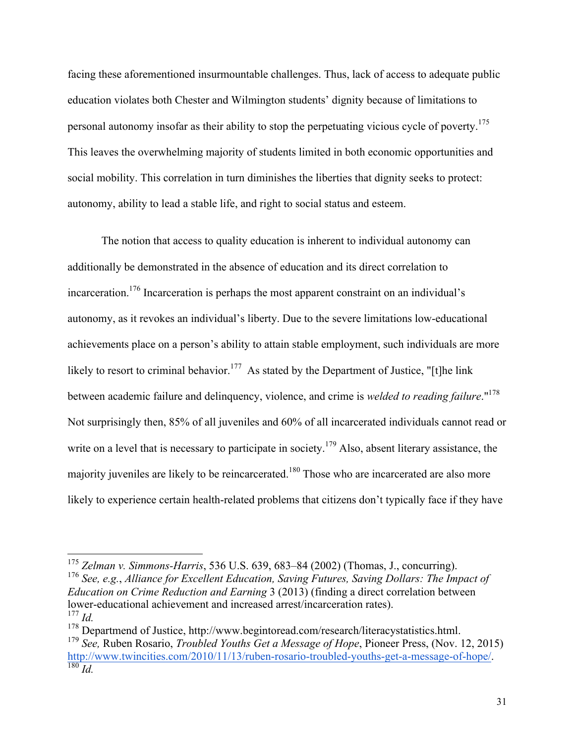facing these aforementioned insurmountable challenges. Thus, lack of access to adequate public education violates both Chester and Wilmington students' dignity because of limitations to personal autonomy insofar as their ability to stop the perpetuating vicious cycle of poverty.[175] This leaves the overwhelming majority of students limited in both economic opportunities and social mobility. This correlation in turn diminishes the liberties that dignity seeks to protect: autonomy, ability to lead a stable life, and right to social status and esteem.

The notion that access to quality education is inherent to individual autonomy can additionally be demonstrated in the absence of education and its direct correlation to incarceration.[176] Incarceration is perhaps the most apparent constraint on an individual's autonomy, as it revokes an individual's liberty. Due to the severe limitations low-educational achievements place on a person's ability to attain stable employment, such individuals are more likely to resort to criminal behavior.[177] As stated by the Department of Justice, "[t]he link between academic failure and delinquency, violence, and crime is *welded to reading failure*."[178] Not surprisingly then, 85% of all juveniles and 60% of all incarcerated individuals cannot read or write on a level that is necessary to participate in society.[179] Also, absent literary assistance, the majority juveniles are likely to be reincarcerated.[180] Those who are incarcerated are also more likely to experience certain health-related problems that citizens don't typically face if they have

---

[175] *Zelman v. Simmons-Harris*, 536 U.S. 639, 683–84 (2002) (Thomas, J., concurring).

[176] *See, e.g.*, *Alliance for Excellent Education, Saving Futures, Saving Dollars: The Impact of Education on Crime Reduction and Earning* 3 (2013) (finding a direct correlation between lower-educational achievement and increased arrest/incarceration rates).

[177] *Id.*

[178] Departmend of Justice, http://www.begintoread.com/research/literacystatistics.html.

[179] *See,* Ruben Rosario, *Troubled Youths Get a Message of Hope*, Pioneer Press, (Nov. 12, 2015) http://www.twincities.com/2010/11/13/ruben-rosario-troubled-youths-get-a-message-of-hope/.

[180] *Id.*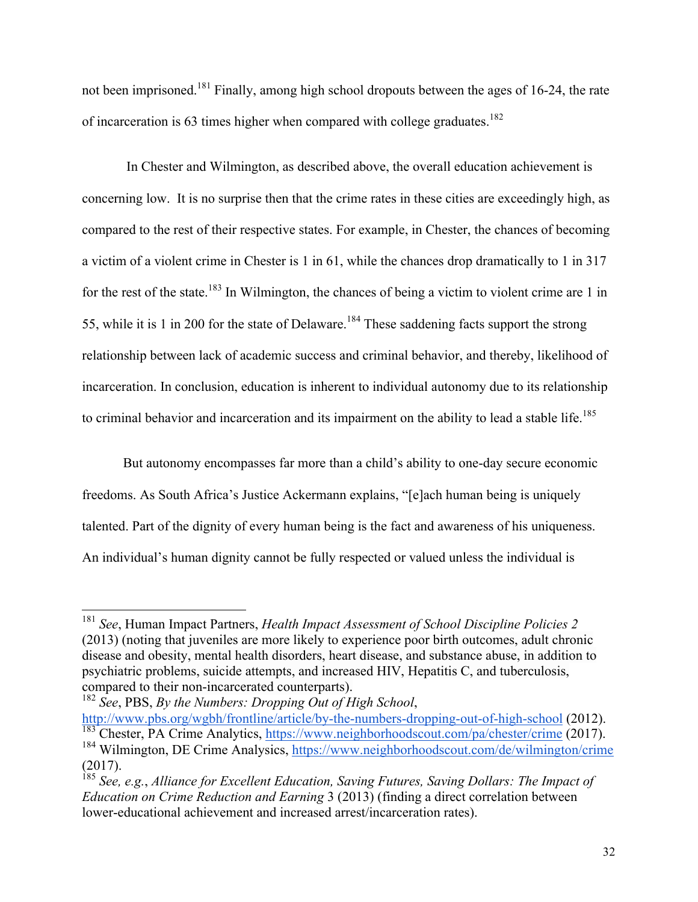not been imprisoned.[181] Finally, among high school dropouts between the ages of 16-24, the rate of incarceration is 63 times higher when compared with college graduates.[182]

In Chester and Wilmington, as described above, the overall education achievement is concerning low. It is no surprise then that the crime rates in these cities are exceedingly high, as compared to the rest of their respective states. For example, in Chester, the chances of becoming a victim of a violent crime in Chester is 1 in 61, while the chances drop dramatically to 1 in 317 for the rest of the state.[183] In Wilmington, the chances of being a victim to violent crime are 1 in 55, while it is 1 in 200 for the state of Delaware.[184] These saddening facts support the strong relationship between lack of academic success and criminal behavior, and thereby, likelihood of incarceration. In conclusion, education is inherent to individual autonomy due to its relationship to criminal behavior and incarceration and its impairment on the ability to lead a stable life.[185]

But autonomy encompasses far more than a child's ability to one-day secure economic freedoms. As South Africa's Justice Ackermann explains, "[e]ach human being is uniquely talented. Part of the dignity of every human being is the fact and awareness of his uniqueness. An individual's human dignity cannot be fully respected or valued unless the individual is

---

[181] *See*, Human Impact Partners, *Health Impact Assessment of School Discipline Policies 2* (2013) (noting that juveniles are more likely to experience poor birth outcomes, adult chronic disease and obesity, mental health disorders, heart disease, and substance abuse, in addition to psychiatric problems, suicide attempts, and increased HIV, Hepatitis C, and tuberculosis, compared to their non-incarcerated counterparts).

[182] *See*, PBS, *By the Numbers: Dropping Out of High School*, http://www.pbs.org/wgbh/frontline/article/by-the-numbers-dropping-out-of-high-school (2012).

[183] Chester, PA Crime Analytics, https://www.neighborhoodscout.com/pa/chester/crime (2017).

[184] Wilmington, DE Crime Analysics, https://www.neighborhoodscout.com/de/wilmington/crime (2017).

[185] *See, e.g.*, *Alliance for Excellent Education, Saving Futures, Saving Dollars: The Impact of Education on Crime Reduction and Earning* 3 (2013) (finding a direct correlation between lower-educational achievement and increased arrest/incarceration rates).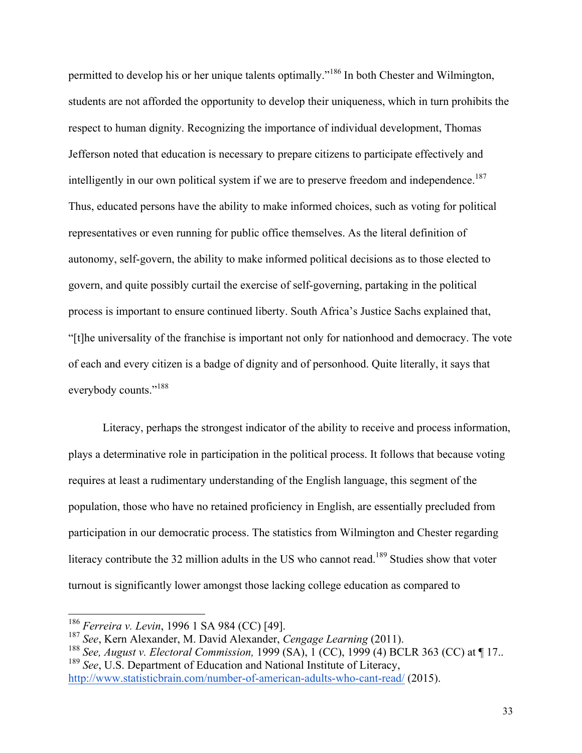permitted to develop his or her unique talents optimally."[186] In both Chester and Wilmington, students are not afforded the opportunity to develop their uniqueness, which in turn prohibits the respect to human dignity. Recognizing the importance of individual development, Thomas Jefferson noted that education is necessary to prepare citizens to participate effectively and intelligently in our own political system if we are to preserve freedom and independence.[187] Thus, educated persons have the ability to make informed choices, such as voting for political representatives or even running for public office themselves. As the literal definition of autonomy, self-govern, the ability to make informed political decisions as to those elected to govern, and quite possibly curtail the exercise of self-governing, partaking in the political process is important to ensure continued liberty. South Africa's Justice Sachs explained that, "[t]he universality of the franchise is important not only for nationhood and democracy. The vote of each and every citizen is a badge of dignity and of personhood. Quite literally, it says that everybody counts."[188]

Literacy, perhaps the strongest indicator of the ability to receive and process information, plays a determinative role in participation in the political process. It follows that because voting requires at least a rudimentary understanding of the English language, this segment of the population, those who have no retained proficiency in English, are essentially precluded from participation in our democratic process. The statistics from Wilmington and Chester regarding literacy contribute the 32 million adults in the US who cannot read.[189] Studies show that voter turnout is significantly lower amongst those lacking college education as compared to

---

[186] *Ferreira v. Levin*, 1996 1 SA 984 (CC) [49].

[187] *See*, Kern Alexander, M. David Alexander, *Cengage Learning* (2011).

[188] *See, August v. Electoral Commission,* 1999 (SA), 1 (CC), 1999 (4) BCLR 363 (CC) at ¶ 17..

[189] *See*, U.S. Department of Education and National Institute of Literacy, http://www.statisticbrain.com/number-of-american-adults-who-cant-read/ (2015).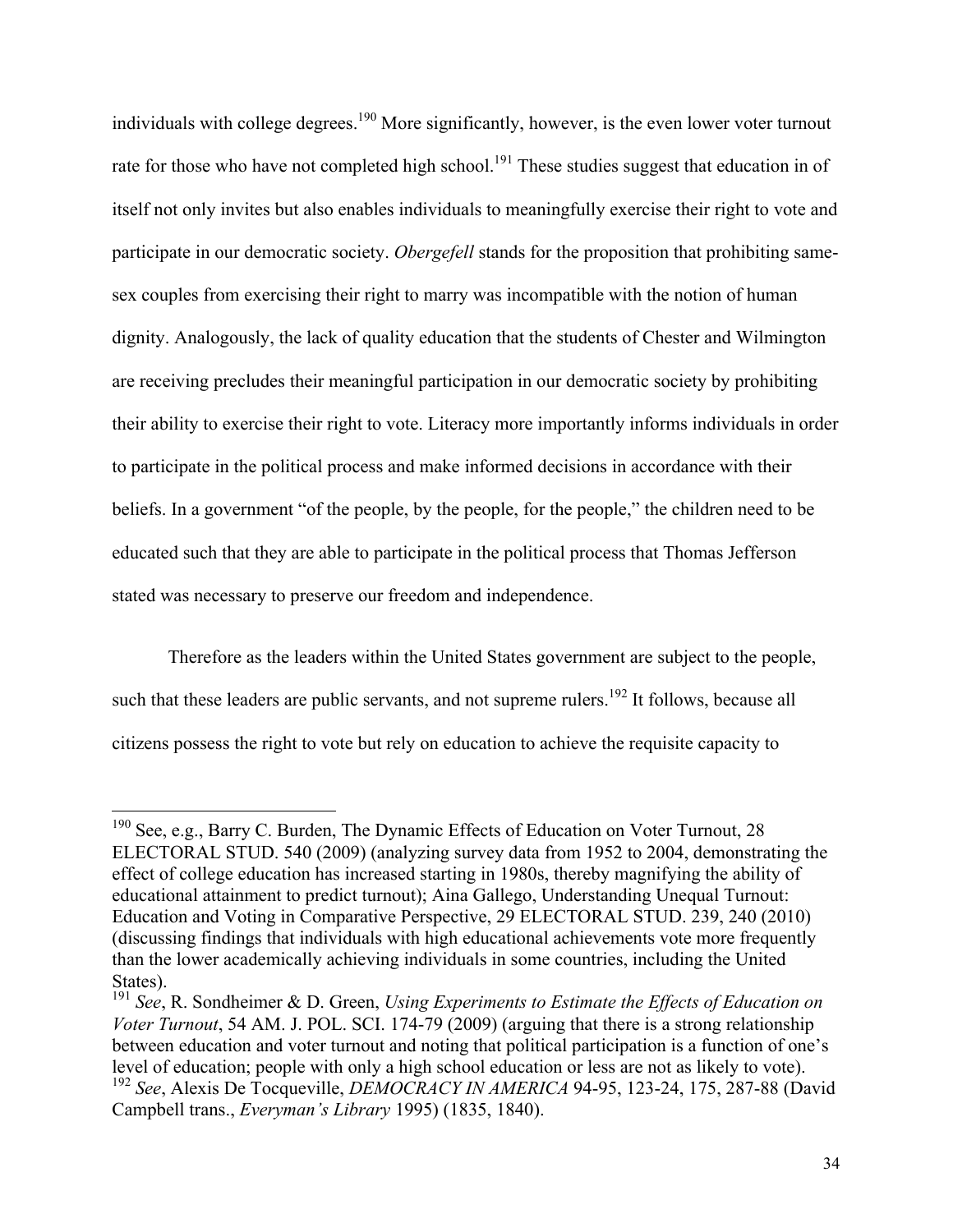individuals with college degrees.[190] More significantly, however, is the even lower voter turnout rate for those who have not completed high school.[191] These studies suggest that education in of itself not only invites but also enables individuals to meaningfully exercise their right to vote and participate in our democratic society. *Obergefell* stands for the proposition that prohibiting same-sex couples from exercising their right to marry was incompatible with the notion of human dignity. Analogously, the lack of quality education that the students of Chester and Wilmington are receiving precludes their meaningful participation in our democratic society by prohibiting their ability to exercise their right to vote. Literacy more importantly informs individuals in order to participate in the political process and make informed decisions in accordance with their beliefs. In a government "of the people, by the people, for the people," the children need to be educated such that they are able to participate in the political process that Thomas Jefferson stated was necessary to preserve our freedom and independence.

Therefore as the leaders within the United States government are subject to the people, such that these leaders are public servants, and not supreme rulers.[192] It follows, because all citizens possess the right to vote but rely on education to achieve the requisite capacity to

---

[190] See, e.g., Barry C. Burden, The Dynamic Effects of Education on Voter Turnout, 28 ELECTORAL STUD. 540 (2009) (analyzing survey data from 1952 to 2004, demonstrating the effect of college education has increased starting in 1980s, thereby magnifying the ability of educational attainment to predict turnout); Aina Gallego, Understanding Unequal Turnout: Education and Voting in Comparative Perspective, 29 ELECTORAL STUD. 239, 240 (2010) (discussing findings that individuals with high educational achievements vote more frequently than the lower academically achieving individuals in some countries, including the United States).

[191] *See*, R. Sondheimer & D. Green, *Using Experiments to Estimate the Effects of Education on Voter Turnout*, 54 AM. J. POL. SCI. 174-79 (2009) (arguing that there is a strong relationship between education and voter turnout and noting that political participation is a function of one's level of education; people with only a high school education or less are not as likely to vote).

[192] *See*, Alexis De Tocqueville, *DEMOCRACY IN AMERICA* 94-95, 123-24, 175, 287-88 (David Campbell trans., *Everyman's Library* 1995) (1835, 1840).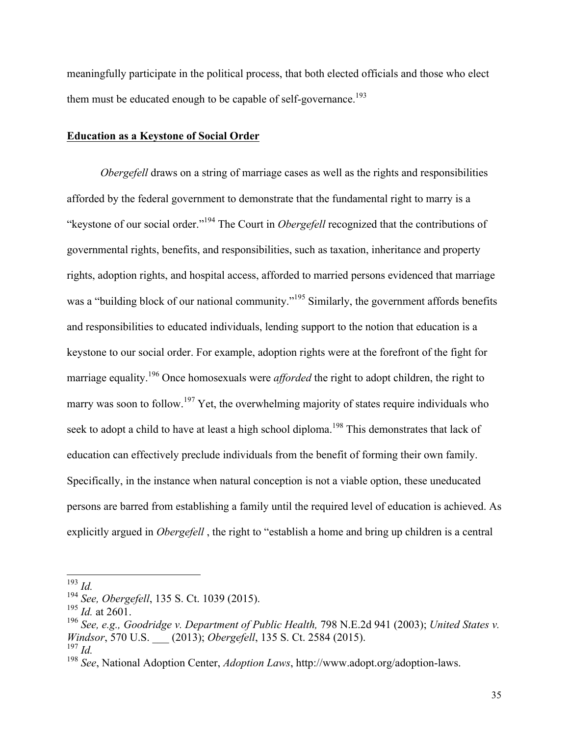meaningfully participate in the political process, that both elected officials and those who elect them must be educated enough to be capable of self-governance.[193]

**Education as a Keystone of Social Order**

*Obergefell* draws on a string of marriage cases as well as the rights and responsibilities afforded by the federal government to demonstrate that the fundamental right to marry is a "keystone of our social order."[194] The Court in *Obergefell* recognized that the contributions of governmental rights, benefits, and responsibilities, such as taxation, inheritance and property rights, adoption rights, and hospital access, afforded to married persons evidenced that marriage was a "building block of our national community."[195] Similarly, the government affords benefits and responsibilities to educated individuals, lending support to the notion that education is a keystone to our social order. For example, adoption rights were at the forefront of the fight for marriage equality.[196] Once homosexuals were *afforded* the right to adopt children, the right to marry was soon to follow.[197] Yet, the overwhelming majority of states require individuals who seek to adopt a child to have at least a high school diploma.[198] This demonstrates that lack of education can effectively preclude individuals from the benefit of forming their own family. Specifically, in the instance when natural conception is not a viable option, these uneducated persons are barred from establishing a family until the required level of education is achieved. As explicitly argued in *Obergefell* , the right to "establish a home and bring up children is a central

---

[193] *Id.*

[194] *See, Obergefell*, 135 S. Ct. 1039 (2015).

[195] *Id.* at 2601.

[196] *See, e.g., Goodridge v. Department of Public Health,* 798 N.E.2d 941 (2003); *United States v. Windsor*, 570 U.S. ___ (2013); *Obergefell*, 135 S. Ct. 2584 (2015).

[197] *Id.*

[198] *See*, National Adoption Center, *Adoption Laws*, http://www.adopt.org/adoption-laws.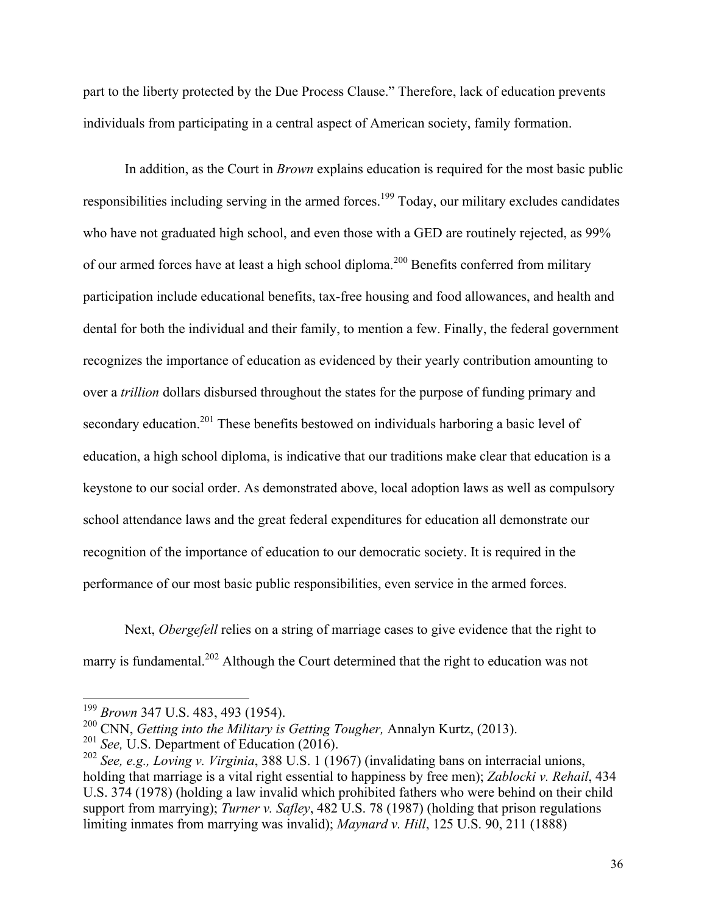part to the liberty protected by the Due Process Clause." Therefore, lack of education prevents individuals from participating in a central aspect of American society, family formation.

In addition, as the Court in *Brown* explains education is required for the most basic public responsibilities including serving in the armed forces.[199] Today, our military excludes candidates who have not graduated high school, and even those with a GED are routinely rejected, as 99% of our armed forces have at least a high school diploma.[200] Benefits conferred from military participation include educational benefits, tax-free housing and food allowances, and health and dental for both the individual and their family, to mention a few. Finally, the federal government recognizes the importance of education as evidenced by their yearly contribution amounting to over a *trillion* dollars disbursed throughout the states for the purpose of funding primary and secondary education.[201] These benefits bestowed on individuals harboring a basic level of education, a high school diploma, is indicative that our traditions make clear that education is a keystone to our social order. As demonstrated above, local adoption laws as well as compulsory school attendance laws and the great federal expenditures for education all demonstrate our recognition of the importance of education to our democratic society. It is required in the performance of our most basic public responsibilities, even service in the armed forces.

Next, *Obergefell* relies on a string of marriage cases to give evidence that the right to marry is fundamental.[202] Although the Court determined that the right to education was not

---

[199] *Brown* 347 U.S. 483, 493 (1954).

[200] CNN, *Getting into the Military is Getting Tougher,* Annalyn Kurtz, (2013).

[201] *See,* U.S. Department of Education (2016).

[202] *See, e.g., Loving v. Virginia*, 388 U.S. 1 (1967) (invalidating bans on interracial unions, holding that marriage is a vital right essential to happiness by free men); *Zablocki v. Rehail*, 434 U.S. 374 (1978) (holding a law invalid which prohibited fathers who were behind on their child support from marrying); *Turner v. Safley*, 482 U.S. 78 (1987) (holding that prison regulations limiting inmates from marrying was invalid); *Maynard v. Hill*, 125 U.S. 90, 211 (1888)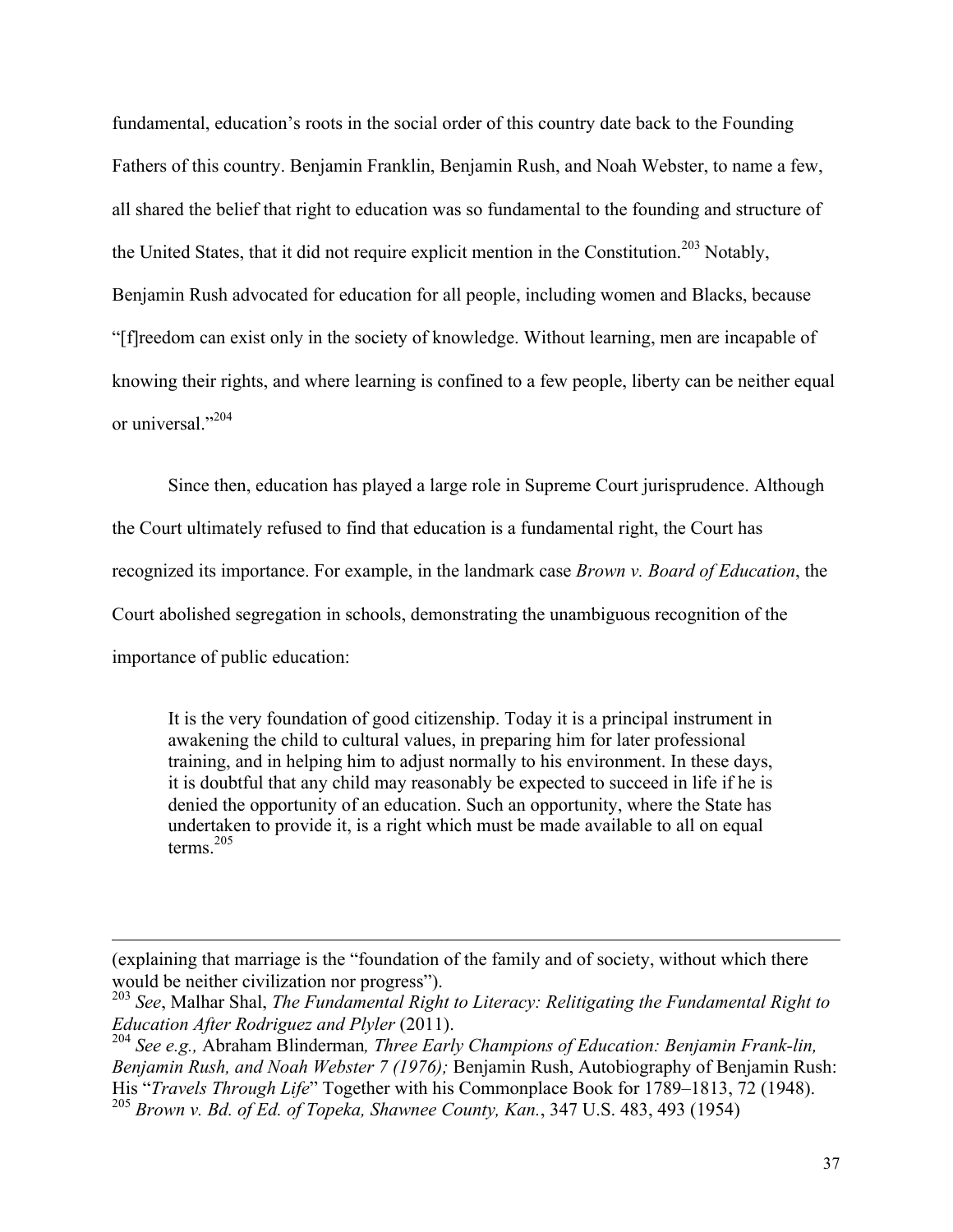fundamental, education's roots in the social order of this country date back to the Founding Fathers of this country. Benjamin Franklin, Benjamin Rush, and Noah Webster, to name a few, all shared the belief that right to education was so fundamental to the founding and structure of the United States, that it did not require explicit mention in the Constitution.[203] Notably, Benjamin Rush advocated for education for all people, including women and Blacks, because "[f]reedom can exist only in the society of knowledge. Without learning, men are incapable of knowing their rights, and where learning is confined to a few people, liberty can be neither equal or universal."[204]

Since then, education has played a large role in Supreme Court jurisprudence. Although the Court ultimately refused to find that education is a fundamental right, the Court has recognized its importance. For example, in the landmark case *Brown v. Board of Education*, the Court abolished segregation in schools, demonstrating the unambiguous recognition of the importance of public education:

> It is the very foundation of good citizenship. Today it is a principal instrument in awakening the child to cultural values, in preparing him for later professional training, and in helping him to adjust normally to his environment. In these days, it is doubtful that any child may reasonably be expected to succeed in life if he is denied the opportunity of an education. Such an opportunity, where the State has undertaken to provide it, is a right which must be made available to all on equal terms.[205]

---

(explaining that marriage is the "foundation of the family and of society, without which there would be neither civilization nor progress").

[203] *See*, Malhar Shal, *The Fundamental Right to Literacy: Relitigating the Fundamental Right to Education After Rodriguez and Plyler* (2011).

[204] *See e.g.,* Abraham Blinderman*, Three Early Champions of Education: Benjamin Frank-lin, Benjamin Rush, and Noah Webster 7 (1976);* Benjamin Rush, Autobiography of Benjamin Rush: His "*Travels Through Life*" Together with his Commonplace Book for 1789–1813, 72 (1948).

[205] *Brown v. Bd. of Ed. of Topeka, Shawnee County, Kan.*, 347 U.S. 483, 493 (1954)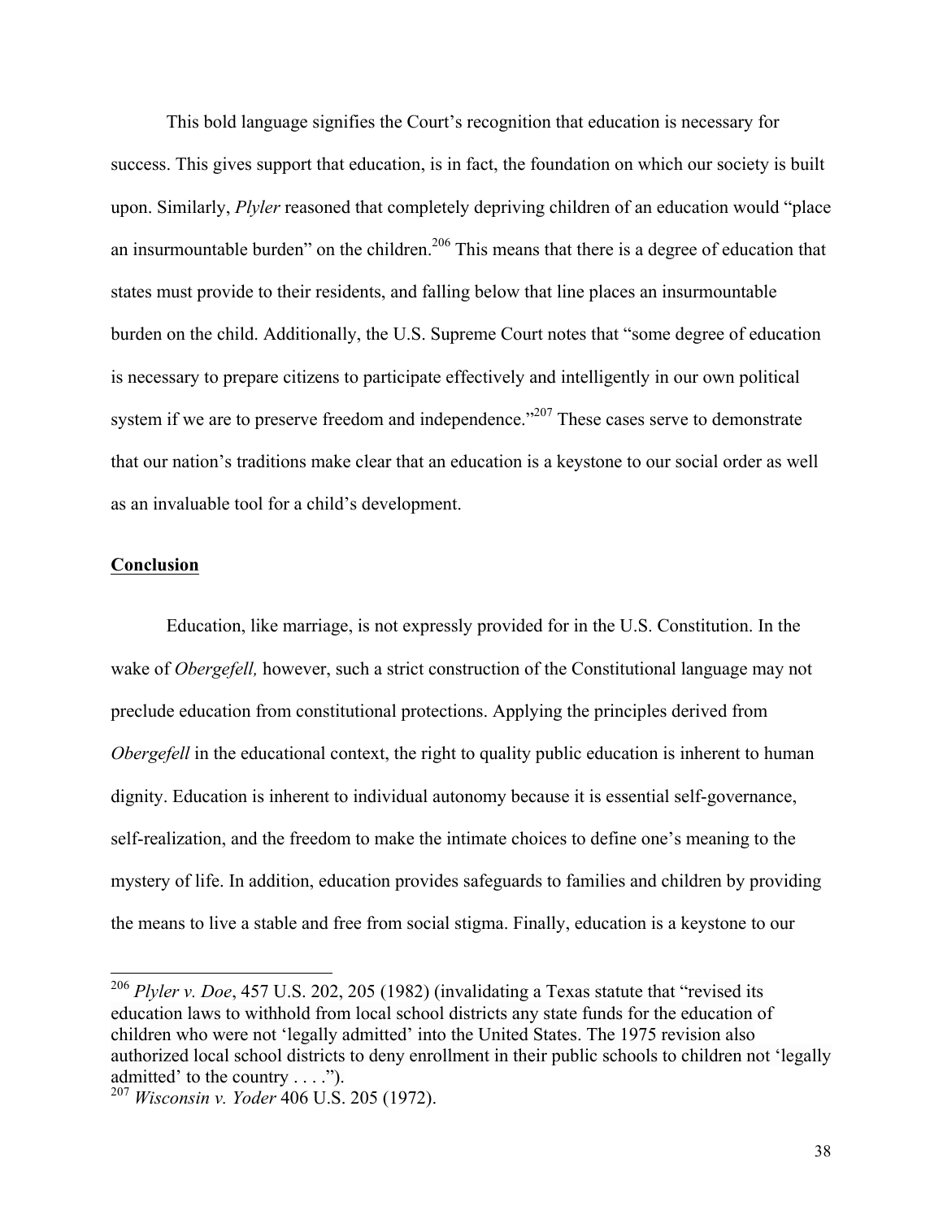This bold language signifies the Court's recognition that education is necessary for success. This gives support that education, is in fact, the foundation on which our society is built upon. Similarly, *Plyler* reasoned that completely depriving children of an education would "place an insurmountable burden" on the children.[206] This means that there is a degree of education that states must provide to their residents, and falling below that line places an insurmountable burden on the child. Additionally, the U.S. Supreme Court notes that "some degree of education is necessary to prepare citizens to participate effectively and intelligently in our own political system if we are to preserve freedom and independence."[207] These cases serve to demonstrate that our nation's traditions make clear that an education is a keystone to our social order as well as an invaluable tool for a child's development.

**Conclusion**

Education, like marriage, is not expressly provided for in the U.S. Constitution. In the wake of *Obergefell,* however, such a strict construction of the Constitutional language may not preclude education from constitutional protections. Applying the principles derived from *Obergefell* in the educational context, the right to quality public education is inherent to human dignity. Education is inherent to individual autonomy because it is essential self-governance, self-realization, and the freedom to make the intimate choices to define one's meaning to the mystery of life. In addition, education provides safeguards to families and children by providing the means to live a stable and free from social stigma. Finally, education is a keystone to our

---

[206] *Plyler v. Doe*, 457 U.S. 202, 205 (1982) (invalidating a Texas statute that "revised its education laws to withhold from local school districts any state funds for the education of children who were not 'legally admitted' into the United States. The 1975 revision also authorized local school districts to deny enrollment in their public schools to children not 'legally admitted' to the country . . . .").

[207] *Wisconsin v. Yoder* 406 U.S. 205 (1972).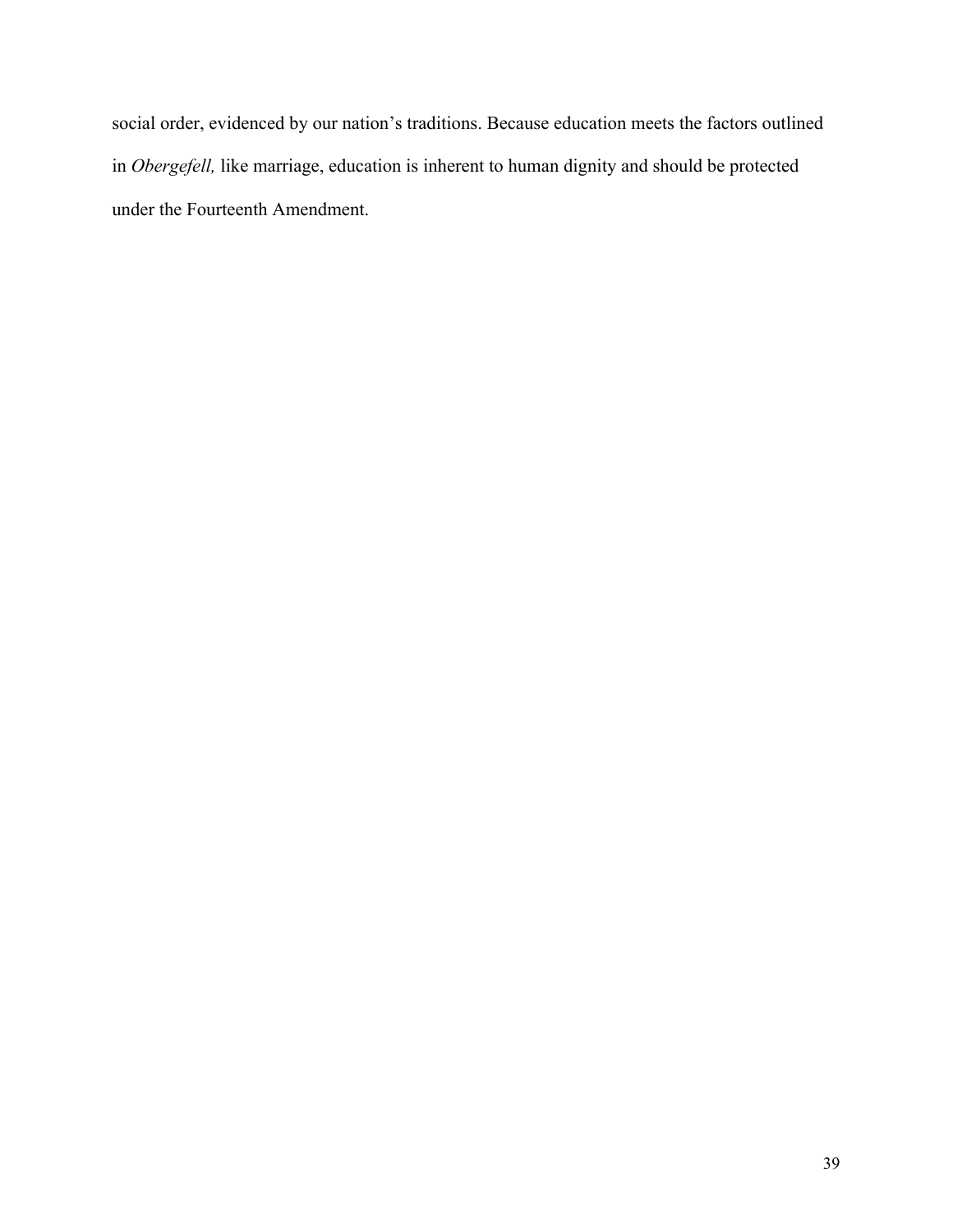social order, evidenced by our nation's traditions. Because education meets the factors outlined in *Obergefell,* like marriage, education is inherent to human dignity and should be protected under the Fourteenth Amendment.